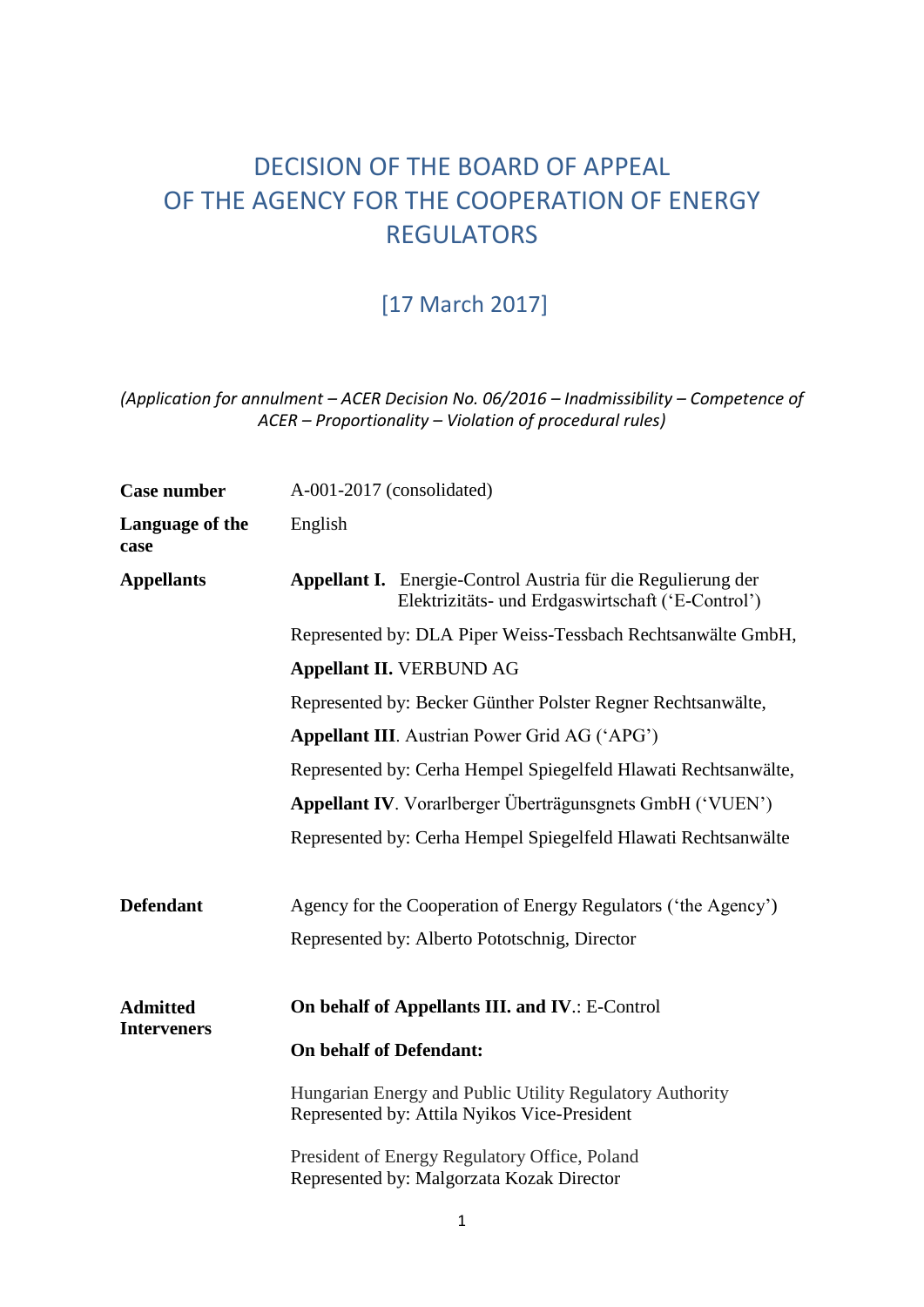# DECISION OF THE BOARD OF APPEAL OF THE AGENCY FOR THE COOPERATION OF ENERGY REGULATORS

## [17 March 2017]

*(Application for annulment – ACER Decision No. 06/2016 – Inadmissibility – Competence of ACER – Proportionality – Violation of procedural rules)*

| | |
|---|---|
| **Case number** | A-001-2017 (consolidated) |
| **Language of the case** | English |
| **Appellants** | **Appellant I.** Energie-Control Austria für die Regulierung der Elektrizitäts- und Erdgaswirtschaft ('E-Control') |
| | Represented by: DLA Piper Weiss-Tessbach Rechtsanwälte GmbH, |
| | **Appellant II.** VERBUND AG |
| | Represented by: Becker Günther Polster Regner Rechtsanwälte, |
| | **Appellant III**. Austrian Power Grid AG ('APG') |
| | Represented by: Cerha Hempel Spiegelfeld Hlawati Rechtsanwälte, |
| | **Appellant IV**. Vorarlberger Überträgungsgnets GmbH ('VUEN') |
| | Represented by: Cerha Hempel Spiegelfeld Hlawati Rechtsanwälte |
| **Defendant** | Agency for the Cooperation of Energy Regulators ('the Agency') |
| | Represented by: Alberto Pototschnig, Director |
| **Admitted Interveners** | **On behalf of Appellants III. and IV**.: E-Control |
| | **On behalf of Defendant:** |
| | Hungarian Energy and Public Utility Regulatory Authority<br>Represented by: Attila Nyikos Vice-President |
| | President of Energy Regulatory Office, Poland<br>Represented by: Malgorzata Kozak Director |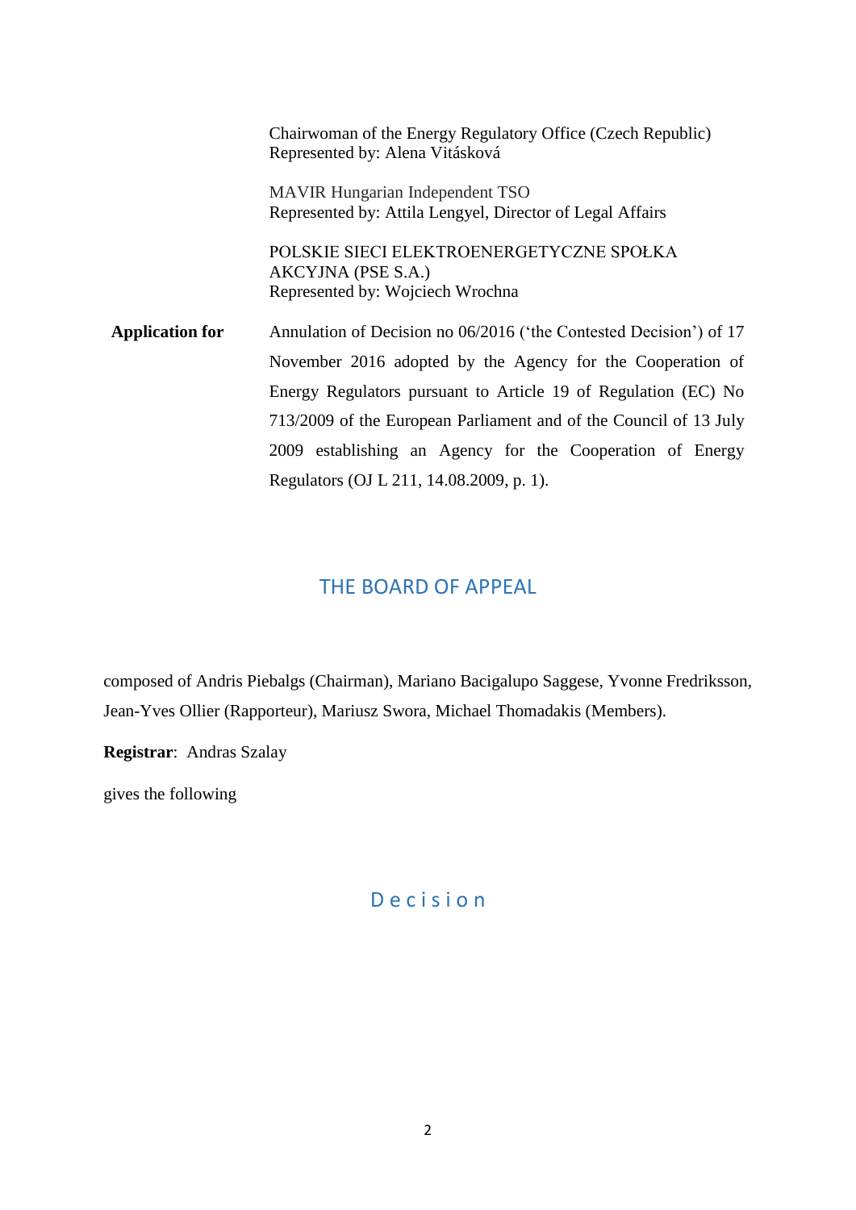Chairwoman of the Energy Regulatory Office (Czech Republic)
Represented by: Alena Vitásková

MAVIR Hungarian Independent TSO
Represented by: Attila Lengyel, Director of Legal Affairs

POLSKIE SIECI ELEKTROENERGETYCZNE SPOŁKA AKCYJNA (PSE S.A.)
Represented by: Wojciech Wrochna

**Application for** Annulation of Decision no 06/2016 ('the Contested Decision') of 17 November 2016 adopted by the Agency for the Cooperation of Energy Regulators pursuant to Article 19 of Regulation (EC) No 713/2009 of the European Parliament and of the Council of 13 July 2009 establishing an Agency for the Cooperation of Energy Regulators (OJ L 211, 14.08.2009, p. 1).

## THE BOARD OF APPEAL

composed of Andris Piebalgs (Chairman), Mariano Bacigalupo Saggese, Yvonne Fredriksson, Jean-Yves Ollier (Rapporteur), Mariusz Swora, Michael Thomadakis (Members).

**Registrar**: Andras Szalay

gives the following

## Decision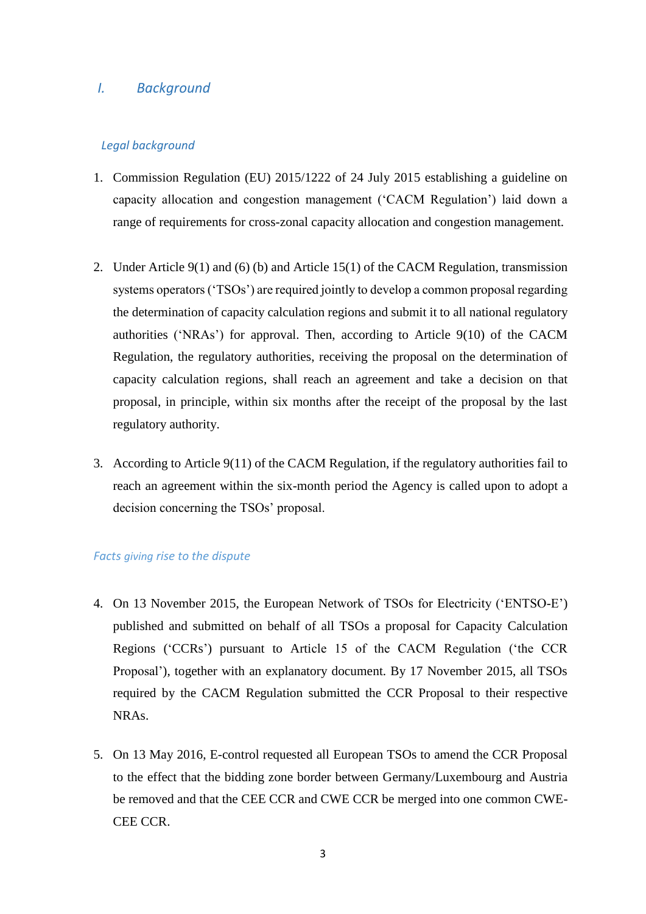## *I. Background*

### *Legal background*

1. Commission Regulation (EU) 2015/1222 of 24 July 2015 establishing a guideline on capacity allocation and congestion management ('CACM Regulation') laid down a range of requirements for cross-zonal capacity allocation and congestion management.

2. Under Article 9(1) and (6) (b) and Article 15(1) of the CACM Regulation, transmission systems operators ('TSOs') are required jointly to develop a common proposal regarding the determination of capacity calculation regions and submit it to all national regulatory authorities ('NRAs') for approval. Then, according to Article 9(10) of the CACM Regulation, the regulatory authorities, receiving the proposal on the determination of capacity calculation regions, shall reach an agreement and take a decision on that proposal, in principle, within six months after the receipt of the proposal by the last regulatory authority.

3. According to Article 9(11) of the CACM Regulation, if the regulatory authorities fail to reach an agreement within the six-month period the Agency is called upon to adopt a decision concerning the TSOs' proposal.

### *Facts giving rise to the dispute*

4. On 13 November 2015, the European Network of TSOs for Electricity ('ENTSO-E') published and submitted on behalf of all TSOs a proposal for Capacity Calculation Regions ('CCRs') pursuant to Article 15 of the CACM Regulation ('the CCR Proposal'), together with an explanatory document. By 17 November 2015, all TSOs required by the CACM Regulation submitted the CCR Proposal to their respective NRAs.

5. On 13 May 2016, E-control requested all European TSOs to amend the CCR Proposal to the effect that the bidding zone border between Germany/Luxembourg and Austria be removed and that the CEE CCR and CWE CCR be merged into one common CWE-CEE CCR.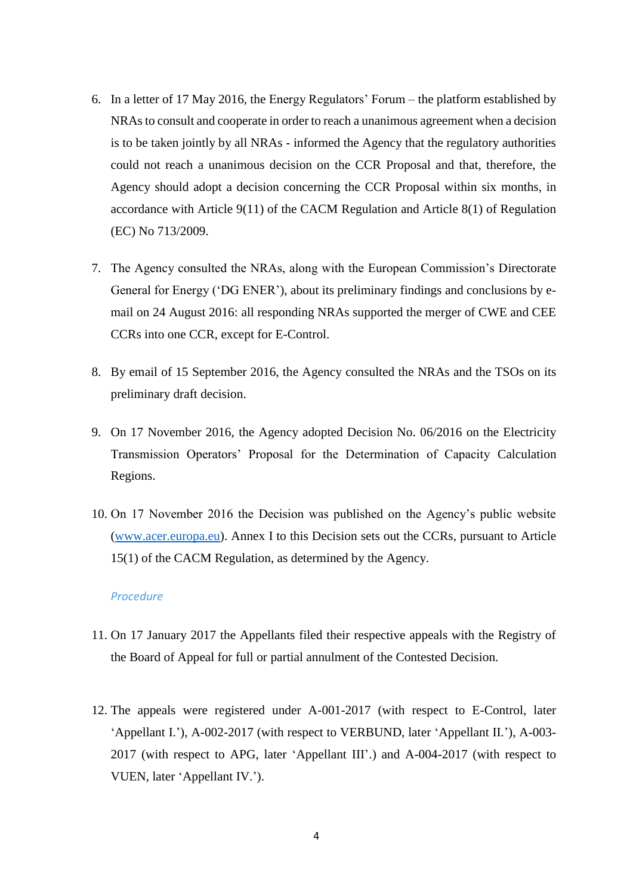6. In a letter of 17 May 2016, the Energy Regulators' Forum – the platform established by NRAs to consult and cooperate in order to reach a unanimous agreement when a decision is to be taken jointly by all NRAs - informed the Agency that the regulatory authorities could not reach a unanimous decision on the CCR Proposal and that, therefore, the Agency should adopt a decision concerning the CCR Proposal within six months, in accordance with Article 9(11) of the CACM Regulation and Article 8(1) of Regulation (EC) No 713/2009.

7. The Agency consulted the NRAs, along with the European Commission's Directorate General for Energy ('DG ENER'), about its preliminary findings and conclusions by e-mail on 24 August 2016: all responding NRAs supported the merger of CWE and CEE CCRs into one CCR, except for E-Control.

8. By email of 15 September 2016, the Agency consulted the NRAs and the TSOs on its preliminary draft decision.

9. On 17 November 2016, the Agency adopted Decision No. 06/2016 on the Electricity Transmission Operators' Proposal for the Determination of Capacity Calculation Regions.

10. On 17 November 2016 the Decision was published on the Agency's public website ([www.acer.europa.eu](http://www.acer.europa.eu)). Annex I to this Decision sets out the CCRs, pursuant to Article 15(1) of the CACM Regulation, as determined by the Agency.

*Procedure*

11. On 17 January 2017 the Appellants filed their respective appeals with the Registry of the Board of Appeal for full or partial annulment of the Contested Decision.

12. The appeals were registered under A-001-2017 (with respect to E-Control, later 'Appellant I.'), A-002-2017 (with respect to VERBUND, later 'Appellant II.'), A-003-2017 (with respect to APG, later 'Appellant III'.) and A-004-2017 (with respect to VUEN, later 'Appellant IV.').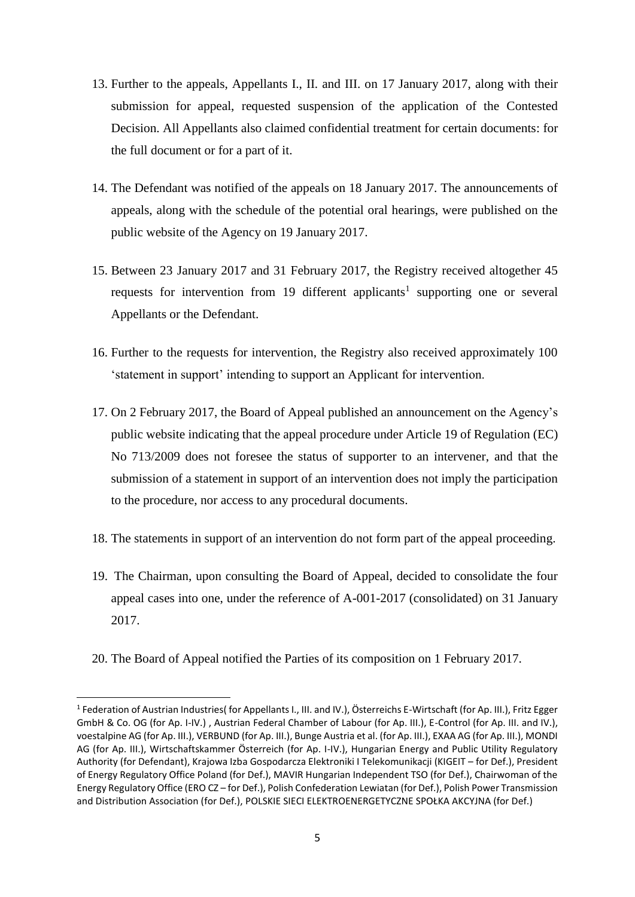13. Further to the appeals, Appellants I., II. and III. on 17 January 2017, along with their submission for appeal, requested suspension of the application of the Contested Decision. All Appellants also claimed confidential treatment for certain documents: for the full document or for a part of it.

14. The Defendant was notified of the appeals on 18 January 2017. The announcements of appeals, along with the schedule of the potential oral hearings, were published on the public website of the Agency on 19 January 2017.

15. Between 23 January 2017 and 31 February 2017, the Registry received altogether 45 requests for intervention from 19 different applicants[1] supporting one or several Appellants or the Defendant.

16. Further to the requests for intervention, the Registry also received approximately 100 'statement in support' intending to support an Applicant for intervention.

17. On 2 February 2017, the Board of Appeal published an announcement on the Agency's public website indicating that the appeal procedure under Article 19 of Regulation (EC) No 713/2009 does not foresee the status of supporter to an intervener, and that the submission of a statement in support of an intervention does not imply the participation to the procedure, nor access to any procedural documents.

18. The statements in support of an intervention do not form part of the appeal proceeding.

19. The Chairman, upon consulting the Board of Appeal, decided to consolidate the four appeal cases into one, under the reference of A-001-2017 (consolidated) on 31 January 2017.

20. The Board of Appeal notified the Parties of its composition on 1 February 2017.

---

[1] Federation of Austrian Industries( for Appellants I., III. and IV.), Österreichs E-Wirtschaft (for Ap. III.), Fritz Egger GmbH & Co. OG (for Ap. I-IV.) , Austrian Federal Chamber of Labour (for Ap. III.), E-Control (for Ap. III. and IV.), voestalpine AG (for Ap. III.), VERBUND (for Ap. III.), Bunge Austria et al. (for Ap. III.), EXAA AG (for Ap. III.), MONDI AG (for Ap. III.), Wirtschaftskammer Österreich (for Ap. I-IV.), Hungarian Energy and Public Utility Regulatory Authority (for Defendant), Krajowa Izba Gospodarcza Elektroniki I Telekomunikacji (KIGEIT – for Def.), President of Energy Regulatory Office Poland (for Def.), MAVIR Hungarian Independent TSO (for Def.), Chairwoman of the Energy Regulatory Office (ERO CZ – for Def.), Polish Confederation Lewiatan (for Def.), Polish Power Transmission and Distribution Association (for Def.), POLSKIE SIECI ELEKTROENERGETYCZNE SPOŁKA AKCYJNA (for Def.)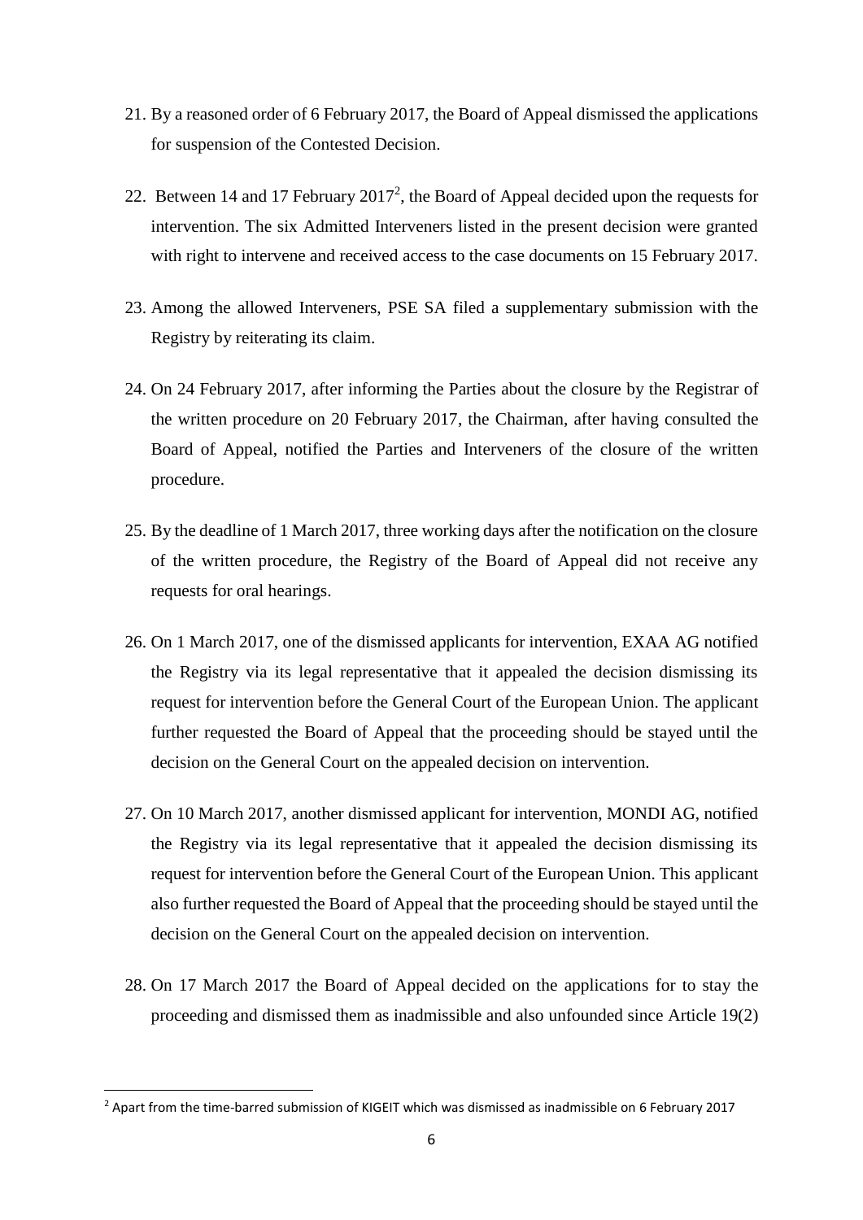21. By a reasoned order of 6 February 2017, the Board of Appeal dismissed the applications for suspension of the Contested Decision.

22. Between 14 and 17 February 2017[2], the Board of Appeal decided upon the requests for intervention. The six Admitted Interveners listed in the present decision were granted with right to intervene and received access to the case documents on 15 February 2017.

23. Among the allowed Interveners, PSE SA filed a supplementary submission with the Registry by reiterating its claim.

24. On 24 February 2017, after informing the Parties about the closure by the Registrar of the written procedure on 20 February 2017, the Chairman, after having consulted the Board of Appeal, notified the Parties and Interveners of the closure of the written procedure.

25. By the deadline of 1 March 2017, three working days after the notification on the closure of the written procedure, the Registry of the Board of Appeal did not receive any requests for oral hearings.

26. On 1 March 2017, one of the dismissed applicants for intervention, EXAA AG notified the Registry via its legal representative that it appealed the decision dismissing its request for intervention before the General Court of the European Union. The applicant further requested the Board of Appeal that the proceeding should be stayed until the decision on the General Court on the appealed decision on intervention.

27. On 10 March 2017, another dismissed applicant for intervention, MONDI AG, notified the Registry via its legal representative that it appealed the decision dismissing its request for intervention before the General Court of the European Union. This applicant also further requested the Board of Appeal that the proceeding should be stayed until the decision on the General Court on the appealed decision on intervention.

28. On 17 March 2017 the Board of Appeal decided on the applications for to stay the proceeding and dismissed them as inadmissible and also unfounded since Article 19(2)

[2] Apart from the time-barred submission of KIGEIT which was dismissed as inadmissible on 6 February 2017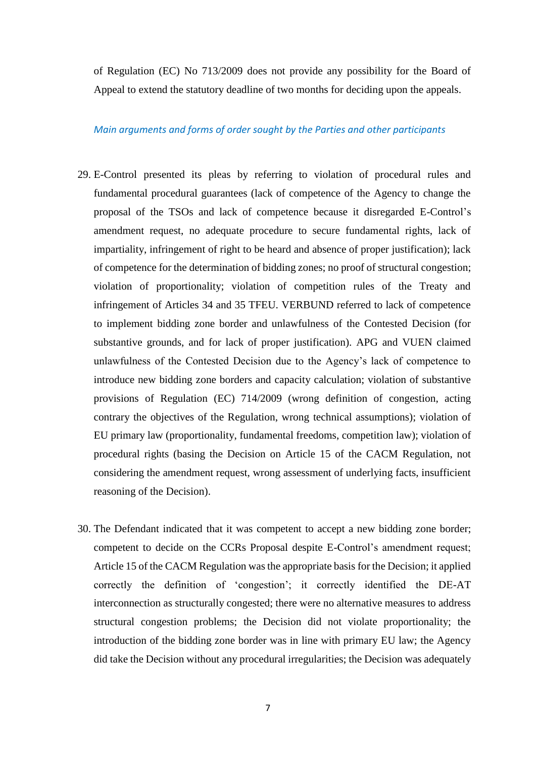of Regulation (EC) No 713/2009 does not provide any possibility for the Board of Appeal to extend the statutory deadline of two months for deciding upon the appeals.

*Main arguments and forms of order sought by the Parties and other participants*

29. E-Control presented its pleas by referring to violation of procedural rules and fundamental procedural guarantees (lack of competence of the Agency to change the proposal of the TSOs and lack of competence because it disregarded E-Control's amendment request, no adequate procedure to secure fundamental rights, lack of impartiality, infringement of right to be heard and absence of proper justification); lack of competence for the determination of bidding zones; no proof of structural congestion; violation of proportionality; violation of competition rules of the Treaty and infringement of Articles 34 and 35 TFEU. VERBUND referred to lack of competence to implement bidding zone border and unlawfulness of the Contested Decision (for substantive grounds, and for lack of proper justification). APG and VUEN claimed unlawfulness of the Contested Decision due to the Agency's lack of competence to introduce new bidding zone borders and capacity calculation; violation of substantive provisions of Regulation (EC) 714/2009 (wrong definition of congestion, acting contrary the objectives of the Regulation, wrong technical assumptions); violation of EU primary law (proportionality, fundamental freedoms, competition law); violation of procedural rights (basing the Decision on Article 15 of the CACM Regulation, not considering the amendment request, wrong assessment of underlying facts, insufficient reasoning of the Decision).

30. The Defendant indicated that it was competent to accept a new bidding zone border; competent to decide on the CCRs Proposal despite E-Control's amendment request; Article 15 of the CACM Regulation was the appropriate basis for the Decision; it applied correctly the definition of 'congestion'; it correctly identified the DE-AT interconnection as structurally congested; there were no alternative measures to address structural congestion problems; the Decision did not violate proportionality; the introduction of the bidding zone border was in line with primary EU law; the Agency did take the Decision without any procedural irregularities; the Decision was adequately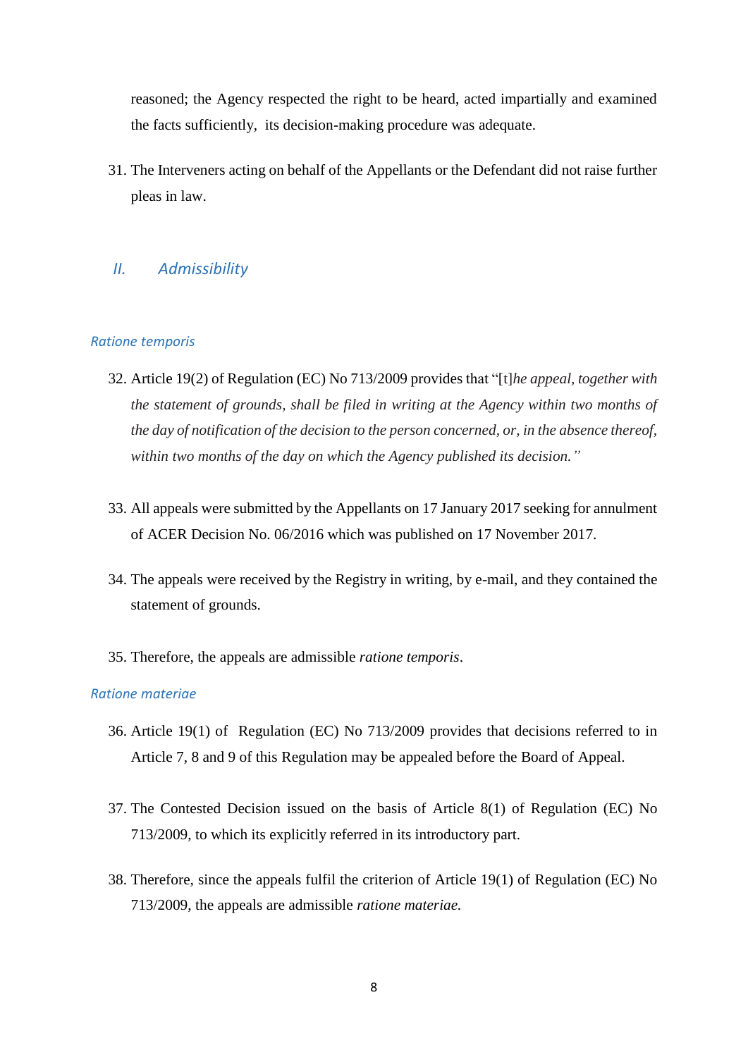reasoned; the Agency respected the right to be heard, acted impartially and examined the facts sufficiently, its decision-making procedure was adequate.

31. The Interveners acting on behalf of the Appellants or the Defendant did not raise further pleas in law.

## II. Admissibility

### *Ratione temporis*

32. Article 19(2) of Regulation (EC) No 713/2009 provides that "[t]*he appeal, together with the statement of grounds, shall be filed in writing at the Agency within two months of the day of notification of the decision to the person concerned, or, in the absence thereof, within two months of the day on which the Agency published its decision.*"

33. All appeals were submitted by the Appellants on 17 January 2017 seeking for annulment of ACER Decision No. 06/2016 which was published on 17 November 2017.

34. The appeals were received by the Registry in writing, by e-mail, and they contained the statement of grounds.

35. Therefore, the appeals are admissible *ratione temporis*.

### *Ratione materiae*

36. Article 19(1) of Regulation (EC) No 713/2009 provides that decisions referred to in Article 7, 8 and 9 of this Regulation may be appealed before the Board of Appeal.

37. The Contested Decision issued on the basis of Article 8(1) of Regulation (EC) No 713/2009, to which its explicitly referred in its introductory part.

38. Therefore, since the appeals fulfil the criterion of Article 19(1) of Regulation (EC) No 713/2009, the appeals are admissible *ratione materiae.*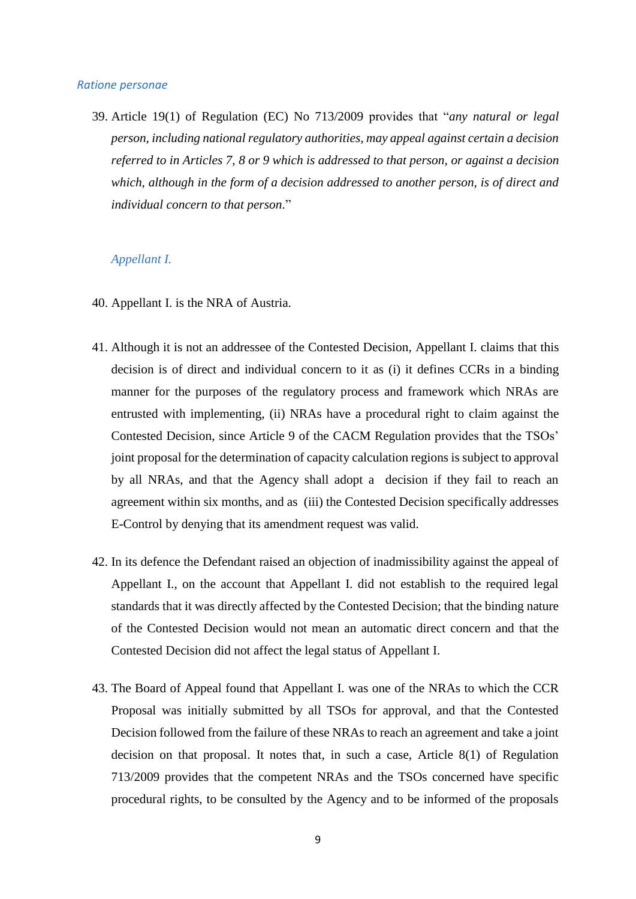*Ratione personae*

39. Article 19(1) of Regulation (EC) No 713/2009 provides that "*any natural or legal person, including national regulatory authorities, may appeal against certain a decision referred to in Articles 7, 8 or 9 which is addressed to that person, or against a decision which, although in the form of a decision addressed to another person, is of direct and individual concern to that person*."

*Appellant I.*

40. Appellant I. is the NRA of Austria.

41. Although it is not an addressee of the Contested Decision, Appellant I. claims that this decision is of direct and individual concern to it as (i) it defines CCRs in a binding manner for the purposes of the regulatory process and framework which NRAs are entrusted with implementing, (ii) NRAs have a procedural right to claim against the Contested Decision, since Article 9 of the CACM Regulation provides that the TSOs' joint proposal for the determination of capacity calculation regions is subject to approval by all NRAs, and that the Agency shall adopt a decision if they fail to reach an agreement within six months, and as (iii) the Contested Decision specifically addresses E-Control by denying that its amendment request was valid.

42. In its defence the Defendant raised an objection of inadmissibility against the appeal of Appellant I., on the account that Appellant I. did not establish to the required legal standards that it was directly affected by the Contested Decision; that the binding nature of the Contested Decision would not mean an automatic direct concern and that the Contested Decision did not affect the legal status of Appellant I.

43. The Board of Appeal found that Appellant I. was one of the NRAs to which the CCR Proposal was initially submitted by all TSOs for approval, and that the Contested Decision followed from the failure of these NRAs to reach an agreement and take a joint decision on that proposal. It notes that, in such a case, Article 8(1) of Regulation 713/2009 provides that the competent NRAs and the TSOs concerned have specific procedural rights, to be consulted by the Agency and to be informed of the proposals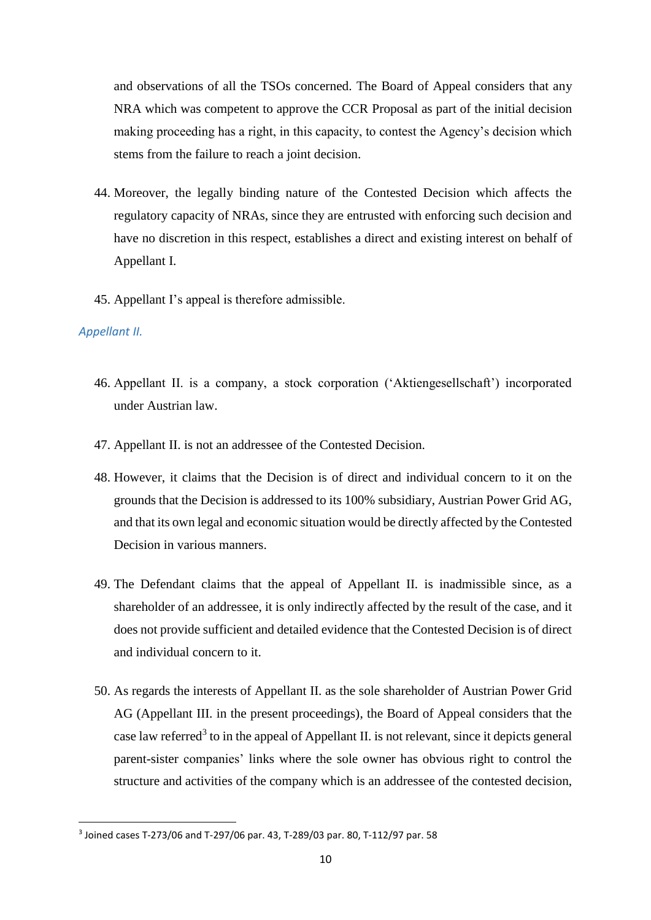and observations of all the TSOs concerned. The Board of Appeal considers that any NRA which was competent to approve the CCR Proposal as part of the initial decision making proceeding has a right, in this capacity, to contest the Agency's decision which stems from the failure to reach a joint decision.

44. Moreover, the legally binding nature of the Contested Decision which affects the regulatory capacity of NRAs, since they are entrusted with enforcing such decision and have no discretion in this respect, establishes a direct and existing interest on behalf of Appellant I.

45. Appellant I's appeal is therefore admissible.

*Appellant II.*

46. Appellant II. is a company, a stock corporation ('Aktiengesellschaft') incorporated under Austrian law.

47. Appellant II. is not an addressee of the Contested Decision.

48. However, it claims that the Decision is of direct and individual concern to it on the grounds that the Decision is addressed to its 100% subsidiary, Austrian Power Grid AG, and that its own legal and economic situation would be directly affected by the Contested Decision in various manners.

49. The Defendant claims that the appeal of Appellant II. is inadmissible since, as a shareholder of an addressee, it is only indirectly affected by the result of the case, and it does not provide sufficient and detailed evidence that the Contested Decision is of direct and individual concern to it.

50. As regards the interests of Appellant II. as the sole shareholder of Austrian Power Grid AG (Appellant III. in the present proceedings), the Board of Appeal considers that the case law referred[3] to in the appeal of Appellant II. is not relevant, since it depicts general parent-sister companies' links where the sole owner has obvious right to control the structure and activities of the company which is an addressee of the contested decision,

---

[3] Joined cases T-273/06 and T-297/06 par. 43, T-289/03 par. 80, T-112/97 par. 58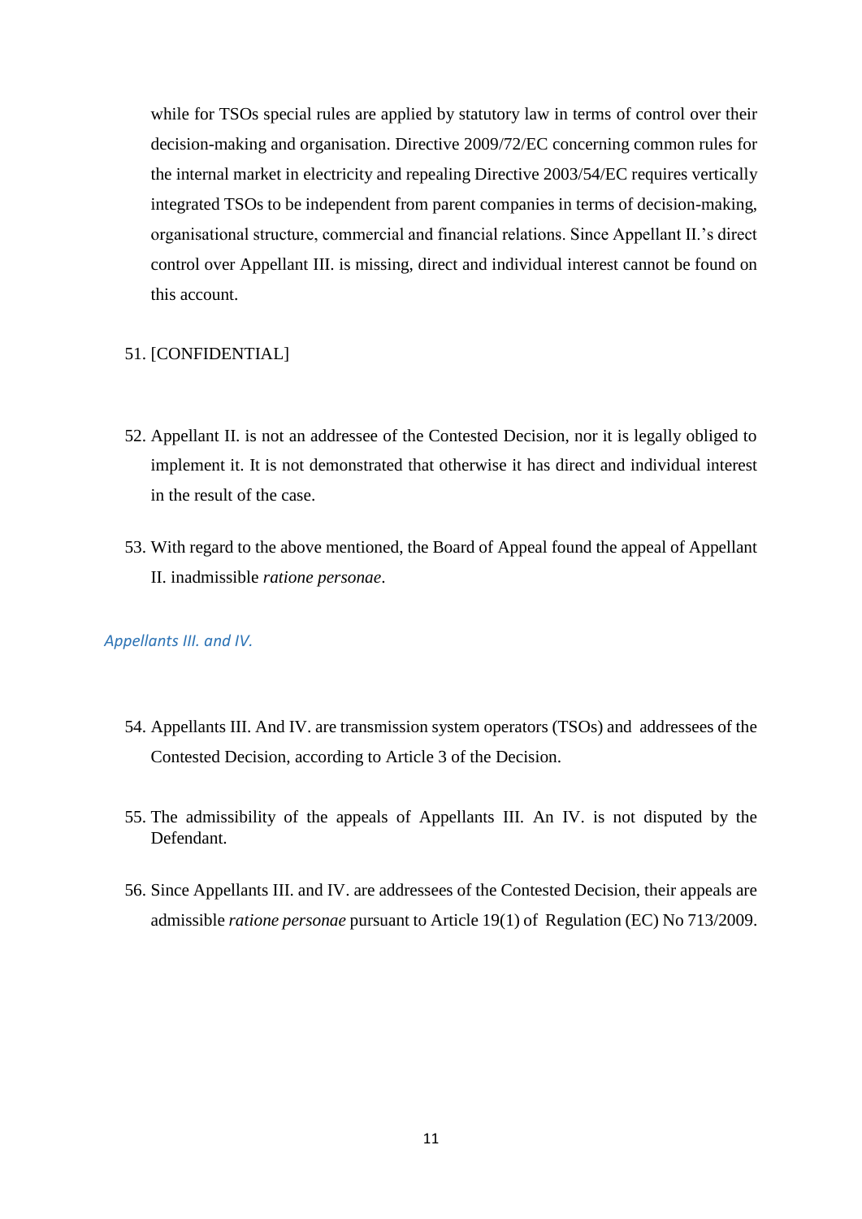while for TSOs special rules are applied by statutory law in terms of control over their decision-making and organisation. Directive 2009/72/EC concerning common rules for the internal market in electricity and repealing Directive 2003/54/EC requires vertically integrated TSOs to be independent from parent companies in terms of decision-making, organisational structure, commercial and financial relations. Since Appellant II.'s direct control over Appellant III. is missing, direct and individual interest cannot be found on this account.

51. [CONFIDENTIAL]

52. Appellant II. is not an addressee of the Contested Decision, nor it is legally obliged to implement it. It is not demonstrated that otherwise it has direct and individual interest in the result of the case.

53. With regard to the above mentioned, the Board of Appeal found the appeal of Appellant II. inadmissible *ratione personae*.

### *Appellants III. and IV.*

54. Appellants III. And IV. are transmission system operators (TSOs) and addressees of the Contested Decision, according to Article 3 of the Decision.

55. The admissibility of the appeals of Appellants III. An IV. is not disputed by the Defendant.

56. Since Appellants III. and IV. are addressees of the Contested Decision, their appeals are admissible *ratione personae* pursuant to Article 19(1) of Regulation (EC) No 713/2009.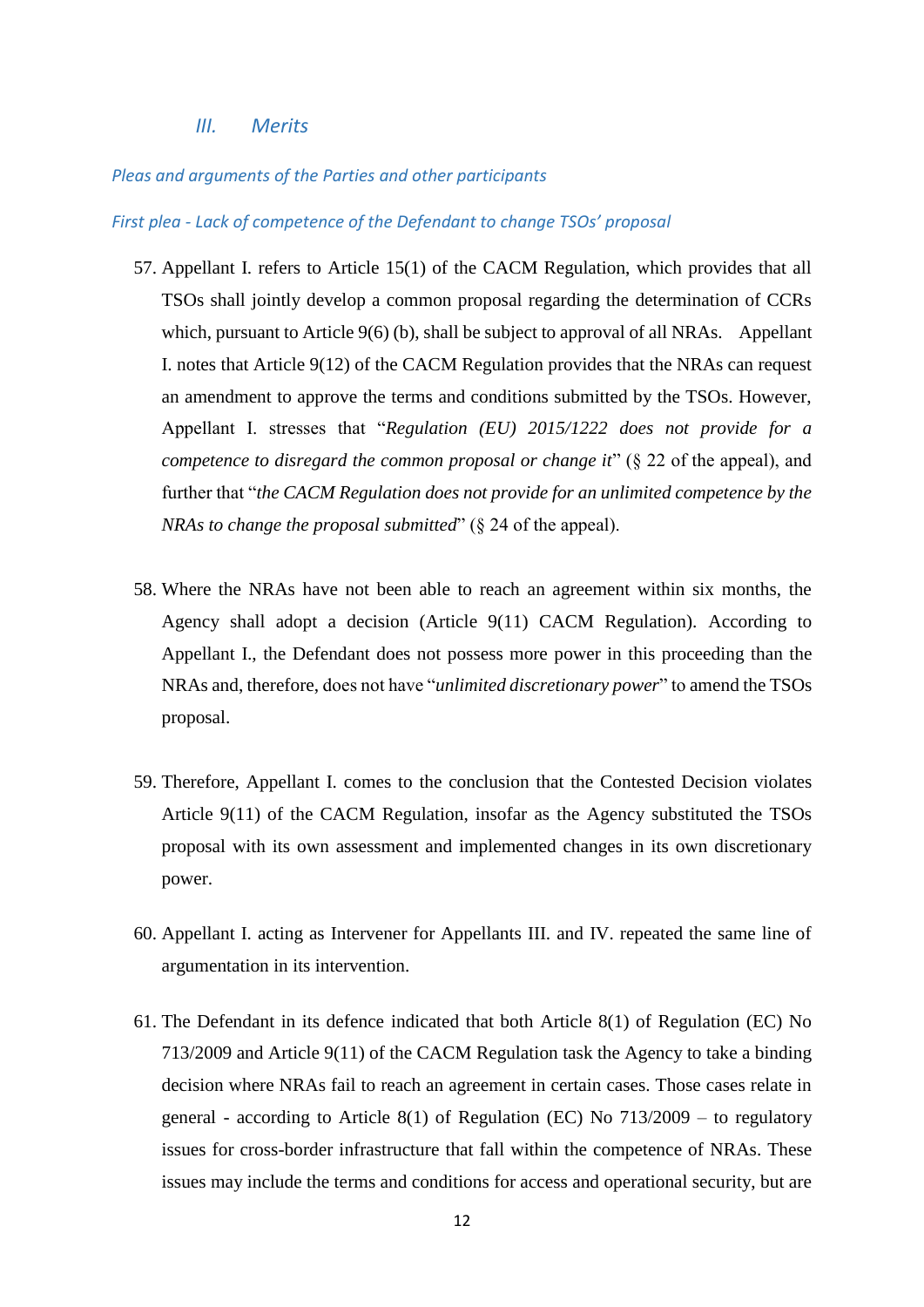### *III. Merits*

*Pleas and arguments of the Parties and other participants*

*First plea - Lack of competence of the Defendant to change TSOs' proposal*

57. Appellant I. refers to Article 15(1) of the CACM Regulation, which provides that all TSOs shall jointly develop a common proposal regarding the determination of CCRs which, pursuant to Article 9(6) (b), shall be subject to approval of all NRAs. Appellant I. notes that Article 9(12) of the CACM Regulation provides that the NRAs can request an amendment to approve the terms and conditions submitted by the TSOs. However, Appellant I. stresses that "*Regulation (EU) 2015/1222 does not provide for a competence to disregard the common proposal or change it*" (§ 22 of the appeal), and further that "*the CACM Regulation does not provide for an unlimited competence by the NRAs to change the proposal submitted*" (§ 24 of the appeal).

58. Where the NRAs have not been able to reach an agreement within six months, the Agency shall adopt a decision (Article 9(11) CACM Regulation). According to Appellant I., the Defendant does not possess more power in this proceeding than the NRAs and, therefore, does not have "*unlimited discretionary power*" to amend the TSOs proposal.

59. Therefore, Appellant I. comes to the conclusion that the Contested Decision violates Article 9(11) of the CACM Regulation, insofar as the Agency substituted the TSOs proposal with its own assessment and implemented changes in its own discretionary power.

60. Appellant I. acting as Intervener for Appellants III. and IV. repeated the same line of argumentation in its intervention.

61. The Defendant in its defence indicated that both Article 8(1) of Regulation (EC) No 713/2009 and Article 9(11) of the CACM Regulation task the Agency to take a binding decision where NRAs fail to reach an agreement in certain cases. Those cases relate in general - according to Article 8(1) of Regulation (EC) No 713/2009 – to regulatory issues for cross-border infrastructure that fall within the competence of NRAs. These issues may include the terms and conditions for access and operational security, but are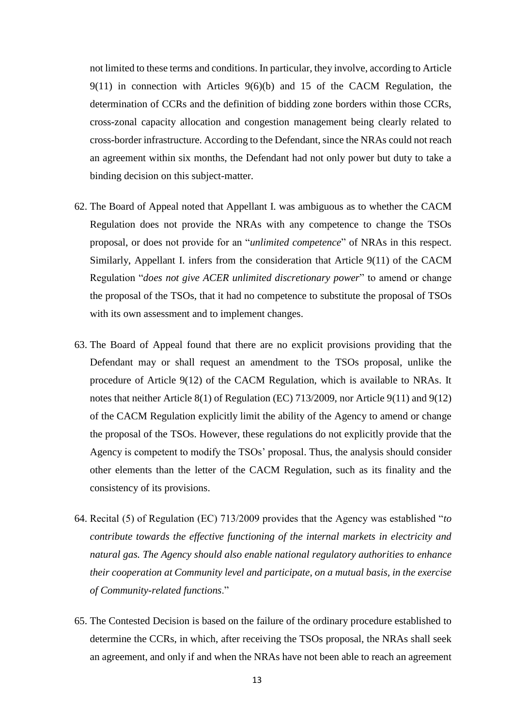not limited to these terms and conditions. In particular, they involve, according to Article 9(11) in connection with Articles 9(6)(b) and 15 of the CACM Regulation, the determination of CCRs and the definition of bidding zone borders within those CCRs, cross-zonal capacity allocation and congestion management being clearly related to cross-border infrastructure. According to the Defendant, since the NRAs could not reach an agreement within six months, the Defendant had not only power but duty to take a binding decision on this subject-matter.

62. The Board of Appeal noted that Appellant I. was ambiguous as to whether the CACM Regulation does not provide the NRAs with any competence to change the TSOs proposal, or does not provide for an "*unlimited competence*" of NRAs in this respect. Similarly, Appellant I. infers from the consideration that Article 9(11) of the CACM Regulation "*does not give ACER unlimited discretionary power*" to amend or change the proposal of the TSOs, that it had no competence to substitute the proposal of TSOs with its own assessment and to implement changes.

63. The Board of Appeal found that there are no explicit provisions providing that the Defendant may or shall request an amendment to the TSOs proposal, unlike the procedure of Article 9(12) of the CACM Regulation, which is available to NRAs. It notes that neither Article 8(1) of Regulation (EC) 713/2009, nor Article 9(11) and 9(12) of the CACM Regulation explicitly limit the ability of the Agency to amend or change the proposal of the TSOs. However, these regulations do not explicitly provide that the Agency is competent to modify the TSOs' proposal. Thus, the analysis should consider other elements than the letter of the CACM Regulation, such as its finality and the consistency of its provisions.

64. Recital (5) of Regulation (EC) 713/2009 provides that the Agency was established "*to contribute towards the effective functioning of the internal markets in electricity and natural gas. The Agency should also enable national regulatory authorities to enhance their cooperation at Community level and participate, on a mutual basis, in the exercise of Community-related functions*."

65. The Contested Decision is based on the failure of the ordinary procedure established to determine the CCRs, in which, after receiving the TSOs proposal, the NRAs shall seek an agreement, and only if and when the NRAs have not been able to reach an agreement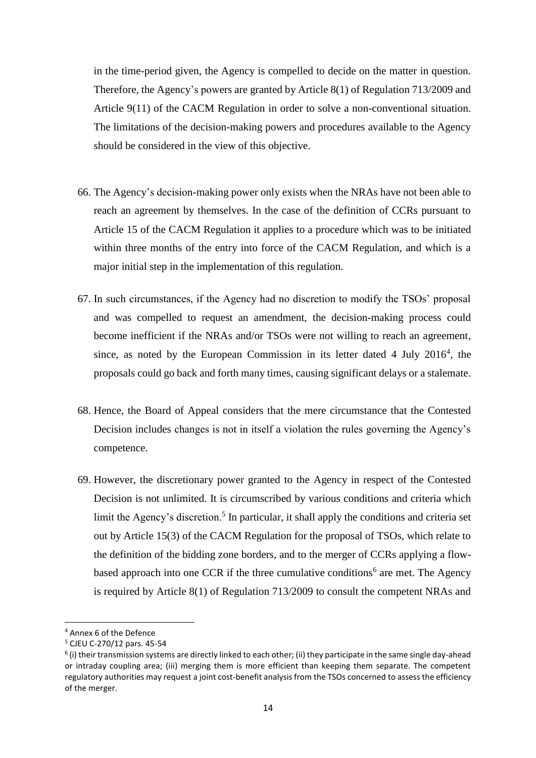in the time-period given, the Agency is compelled to decide on the matter in question. Therefore, the Agency's powers are granted by Article 8(1) of Regulation 713/2009 and Article 9(11) of the CACM Regulation in order to solve a non-conventional situation. The limitations of the decision-making powers and procedures available to the Agency should be considered in the view of this objective.

66. The Agency's decision-making power only exists when the NRAs have not been able to reach an agreement by themselves. In the case of the definition of CCRs pursuant to Article 15 of the CACM Regulation it applies to a procedure which was to be initiated within three months of the entry into force of the CACM Regulation, and which is a major initial step in the implementation of this regulation.

67. In such circumstances, if the Agency had no discretion to modify the TSOs' proposal and was compelled to request an amendment, the decision-making process could become inefficient if the NRAs and/or TSOs were not willing to reach an agreement, since, as noted by the European Commission in its letter dated 4 July 2016[4], the proposals could go back and forth many times, causing significant delays or a stalemate.

68. Hence, the Board of Appeal considers that the mere circumstance that the Contested Decision includes changes is not in itself a violation the rules governing the Agency's competence.

69. However, the discretionary power granted to the Agency in respect of the Contested Decision is not unlimited. It is circumscribed by various conditions and criteria which limit the Agency's discretion.[5] In particular, it shall apply the conditions and criteria set out by Article 15(3) of the CACM Regulation for the proposal of TSOs, which relate to the definition of the bidding zone borders, and to the merger of CCRs applying a flow-based approach into one CCR if the three cumulative conditions[6] are met. The Agency is required by Article 8(1) of Regulation 713/2009 to consult the competent NRAs and

---

[4] Annex 6 of the Defence

[5] CJEU C-270/12 pars. 45-54

[6] (i) their transmission systems are directly linked to each other; (ii) they participate in the same single day-ahead or intraday coupling area; (iii) merging them is more efficient than keeping them separate. The competent regulatory authorities may request a joint cost-benefit analysis from the TSOs concerned to assess the efficiency of the merger.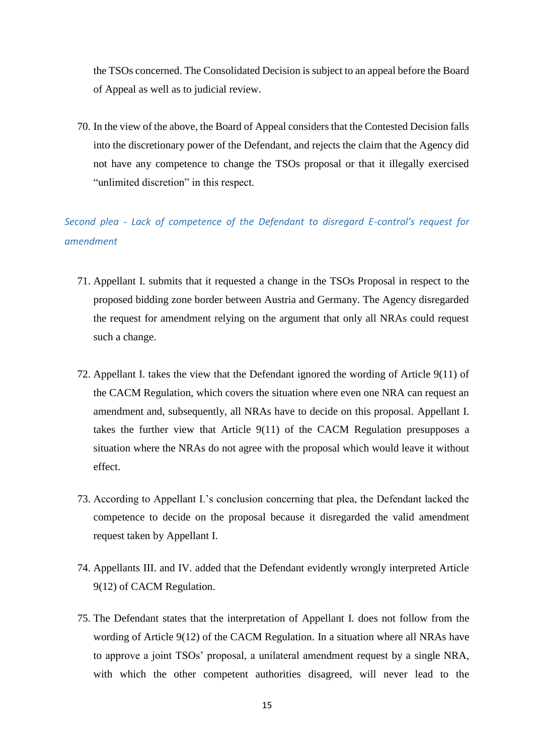the TSOs concerned. The Consolidated Decision is subject to an appeal before the Board of Appeal as well as to judicial review.

70. In the view of the above, the Board of Appeal considers that the Contested Decision falls into the discretionary power of the Defendant, and rejects the claim that the Agency did not have any competence to change the TSOs proposal or that it illegally exercised “unlimited discretion” in this respect.

*Second plea - Lack of competence of the Defendant to disregard E-control's request for amendment*

71. Appellant I. submits that it requested a change in the TSOs Proposal in respect to the proposed bidding zone border between Austria and Germany. The Agency disregarded the request for amendment relying on the argument that only all NRAs could request such a change.

72. Appellant I. takes the view that the Defendant ignored the wording of Article 9(11) of the CACM Regulation, which covers the situation where even one NRA can request an amendment and, subsequently, all NRAs have to decide on this proposal. Appellant I. takes the further view that Article 9(11) of the CACM Regulation presupposes a situation where the NRAs do not agree with the proposal which would leave it without effect.

73. According to Appellant I.'s conclusion concerning that plea, the Defendant lacked the competence to decide on the proposal because it disregarded the valid amendment request taken by Appellant I.

74. Appellants III. and IV. added that the Defendant evidently wrongly interpreted Article 9(12) of CACM Regulation.

75. The Defendant states that the interpretation of Appellant I. does not follow from the wording of Article 9(12) of the CACM Regulation. In a situation where all NRAs have to approve a joint TSOs' proposal, a unilateral amendment request by a single NRA, with which the other competent authorities disagreed, will never lead to the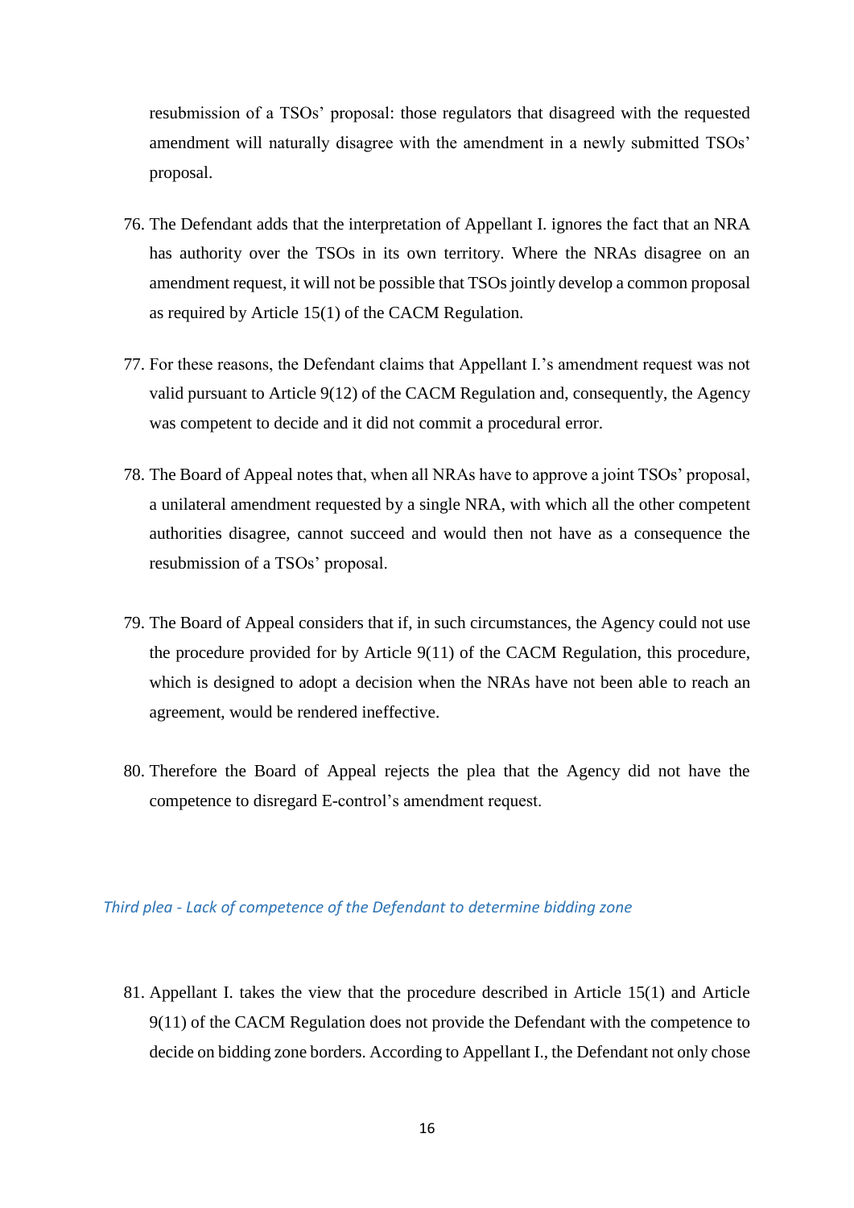resubmission of a TSOs' proposal: those regulators that disagreed with the requested amendment will naturally disagree with the amendment in a newly submitted TSOs' proposal.

76. The Defendant adds that the interpretation of Appellant I. ignores the fact that an NRA has authority over the TSOs in its own territory. Where the NRAs disagree on an amendment request, it will not be possible that TSOs jointly develop a common proposal as required by Article 15(1) of the CACM Regulation.

77. For these reasons, the Defendant claims that Appellant I.'s amendment request was not valid pursuant to Article 9(12) of the CACM Regulation and, consequently, the Agency was competent to decide and it did not commit a procedural error.

78. The Board of Appeal notes that, when all NRAs have to approve a joint TSOs' proposal, a unilateral amendment requested by a single NRA, with which all the other competent authorities disagree, cannot succeed and would then not have as a consequence the resubmission of a TSOs' proposal.

79. The Board of Appeal considers that if, in such circumstances, the Agency could not use the procedure provided for by Article 9(11) of the CACM Regulation, this procedure, which is designed to adopt a decision when the NRAs have not been able to reach an agreement, would be rendered ineffective.

80. Therefore the Board of Appeal rejects the plea that the Agency did not have the competence to disregard E-control's amendment request.

### *Third plea - Lack of competence of the Defendant to determine bidding zone*

81. Appellant I. takes the view that the procedure described in Article 15(1) and Article 9(11) of the CACM Regulation does not provide the Defendant with the competence to decide on bidding zone borders. According to Appellant I., the Defendant not only chose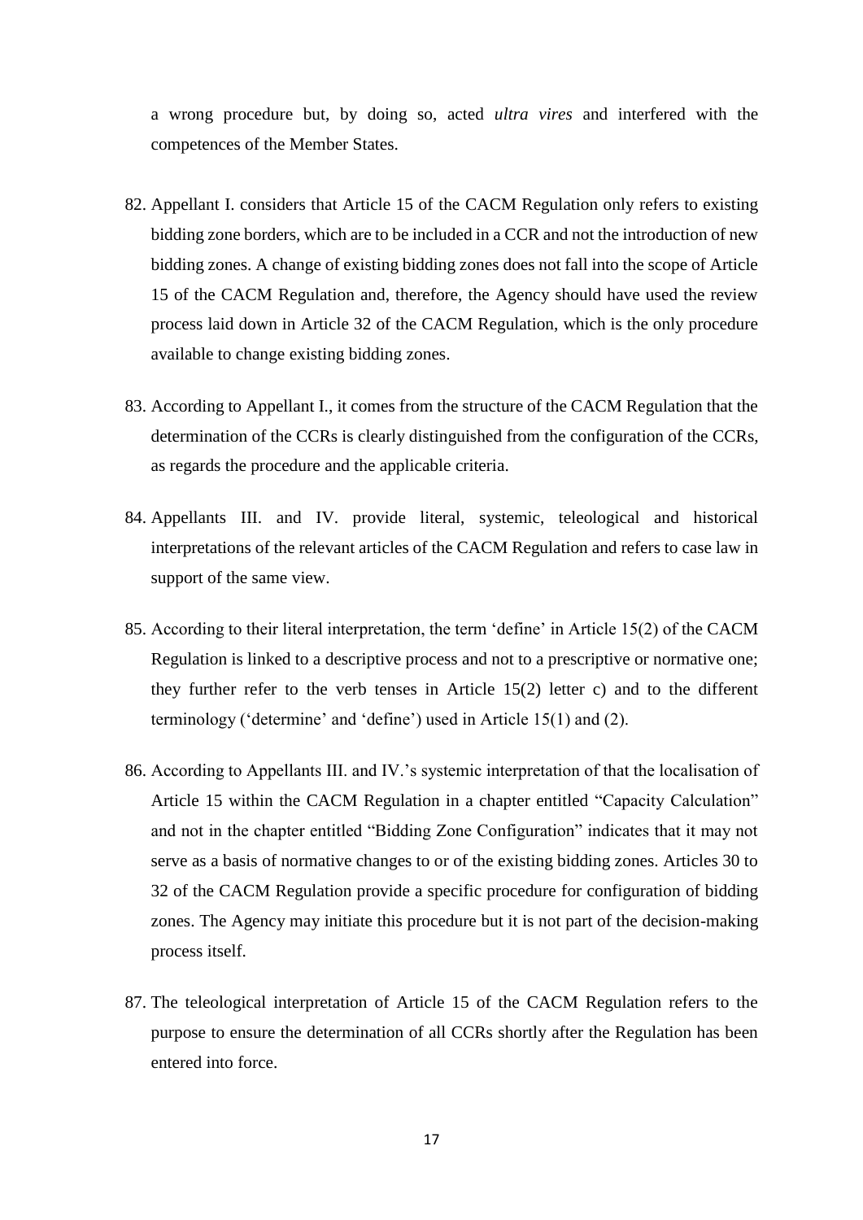a wrong procedure but, by doing so, acted *ultra vires* and interfered with the competences of the Member States.

82. Appellant I. considers that Article 15 of the CACM Regulation only refers to existing bidding zone borders, which are to be included in a CCR and not the introduction of new bidding zones. A change of existing bidding zones does not fall into the scope of Article 15 of the CACM Regulation and, therefore, the Agency should have used the review process laid down in Article 32 of the CACM Regulation, which is the only procedure available to change existing bidding zones.

83. According to Appellant I., it comes from the structure of the CACM Regulation that the determination of the CCRs is clearly distinguished from the configuration of the CCRs, as regards the procedure and the applicable criteria.

84. Appellants III. and IV. provide literal, systemic, teleological and historical interpretations of the relevant articles of the CACM Regulation and refers to case law in support of the same view.

85. According to their literal interpretation, the term 'define' in Article 15(2) of the CACM Regulation is linked to a descriptive process and not to a prescriptive or normative one; they further refer to the verb tenses in Article 15(2) letter c) and to the different terminology ('determine' and 'define') used in Article 15(1) and (2).

86. According to Appellants III. and IV.'s systemic interpretation of that the localisation of Article 15 within the CACM Regulation in a chapter entitled "Capacity Calculation" and not in the chapter entitled "Bidding Zone Configuration" indicates that it may not serve as a basis of normative changes to or of the existing bidding zones. Articles 30 to 32 of the CACM Regulation provide a specific procedure for configuration of bidding zones. The Agency may initiate this procedure but it is not part of the decision-making process itself.

87. The teleological interpretation of Article 15 of the CACM Regulation refers to the purpose to ensure the determination of all CCRs shortly after the Regulation has been entered into force.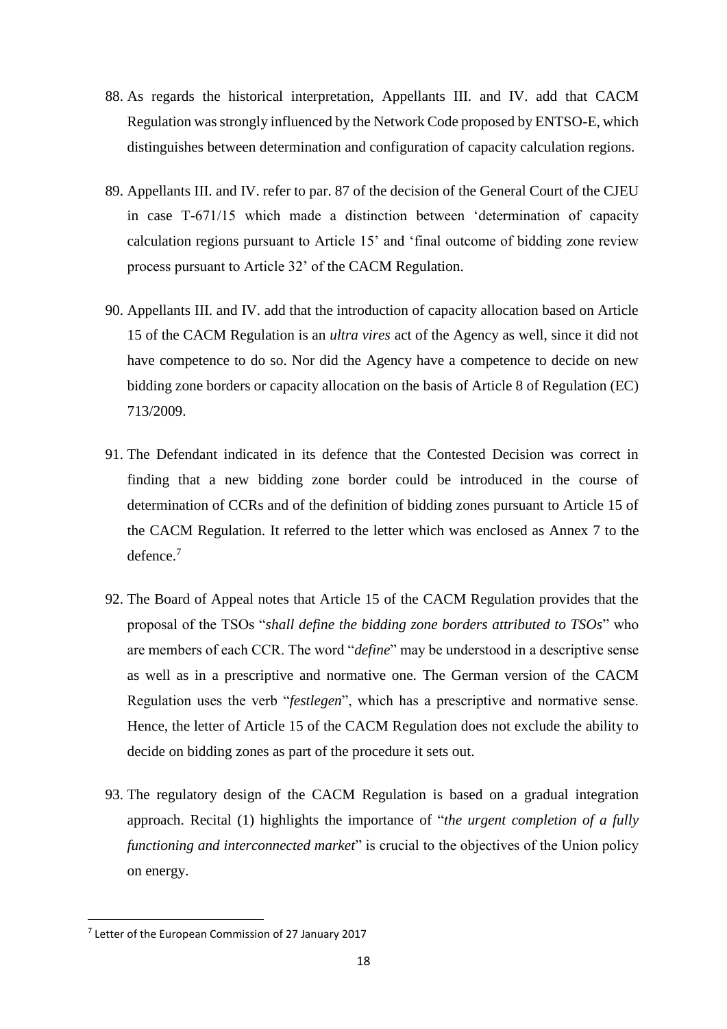88. As regards the historical interpretation, Appellants III. and IV. add that CACM Regulation was strongly influenced by the Network Code proposed by ENTSO-E, which distinguishes between determination and configuration of capacity calculation regions.

89. Appellants III. and IV. refer to par. 87 of the decision of the General Court of the CJEU in case T-671/15 which made a distinction between 'determination of capacity calculation regions pursuant to Article 15' and 'final outcome of bidding zone review process pursuant to Article 32' of the CACM Regulation.

90. Appellants III. and IV. add that the introduction of capacity allocation based on Article 15 of the CACM Regulation is an *ultra vires* act of the Agency as well, since it did not have competence to do so. Nor did the Agency have a competence to decide on new bidding zone borders or capacity allocation on the basis of Article 8 of Regulation (EC) 713/2009.

91. The Defendant indicated in its defence that the Contested Decision was correct in finding that a new bidding zone border could be introduced in the course of determination of CCRs and of the definition of bidding zones pursuant to Article 15 of the CACM Regulation. It referred to the letter which was enclosed as Annex 7 to the defence.[7]

92. The Board of Appeal notes that Article 15 of the CACM Regulation provides that the proposal of the TSOs "*shall define the bidding zone borders attributed to TSOs*" who are members of each CCR. The word "*define*" may be understood in a descriptive sense as well as in a prescriptive and normative one. The German version of the CACM Regulation uses the verb "*festlegen*", which has a prescriptive and normative sense. Hence, the letter of Article 15 of the CACM Regulation does not exclude the ability to decide on bidding zones as part of the procedure it sets out.

93. The regulatory design of the CACM Regulation is based on a gradual integration approach. Recital (1) highlights the importance of "*the urgent completion of a fully functioning and interconnected market*" is crucial to the objectives of the Union policy on energy.

---

[7] Letter of the European Commission of 27 January 2017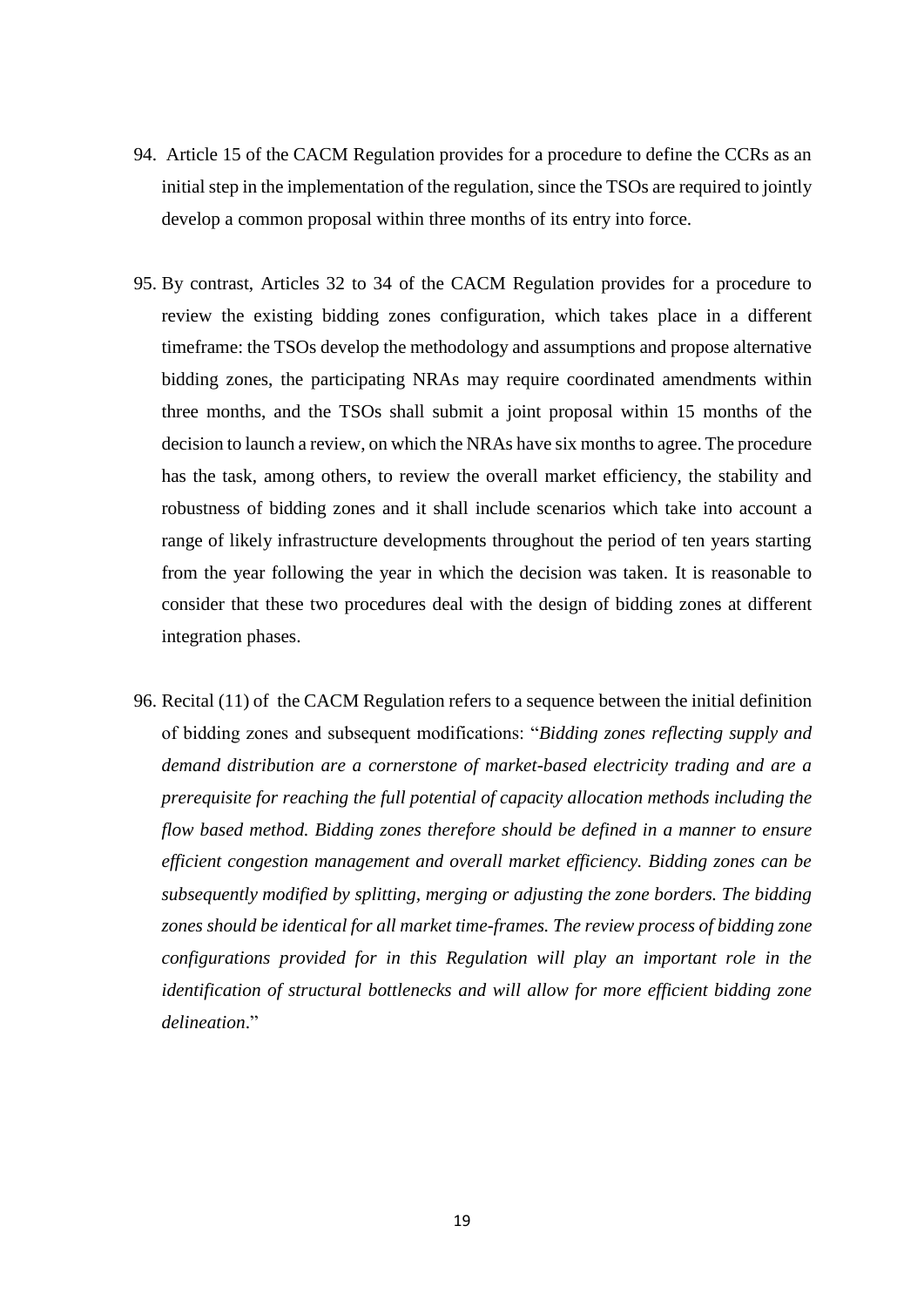94. Article 15 of the CACM Regulation provides for a procedure to define the CCRs as an initial step in the implementation of the regulation, since the TSOs are required to jointly develop a common proposal within three months of its entry into force.

95. By contrast, Articles 32 to 34 of the CACM Regulation provides for a procedure to review the existing bidding zones configuration, which takes place in a different timeframe: the TSOs develop the methodology and assumptions and propose alternative bidding zones, the participating NRAs may require coordinated amendments within three months, and the TSOs shall submit a joint proposal within 15 months of the decision to launch a review, on which the NRAs have six months to agree. The procedure has the task, among others, to review the overall market efficiency, the stability and robustness of bidding zones and it shall include scenarios which take into account a range of likely infrastructure developments throughout the period of ten years starting from the year following the year in which the decision was taken. It is reasonable to consider that these two procedures deal with the design of bidding zones at different integration phases.

96. Recital (11) of the CACM Regulation refers to a sequence between the initial definition of bidding zones and subsequent modifications: "*Bidding zones reflecting supply and demand distribution are a cornerstone of market-based electricity trading and are a prerequisite for reaching the full potential of capacity allocation methods including the flow based method. Bidding zones therefore should be defined in a manner to ensure efficient congestion management and overall market efficiency. Bidding zones can be subsequently modified by splitting, merging or adjusting the zone borders. The bidding zones should be identical for all market time-frames. The review process of bidding zone configurations provided for in this Regulation will play an important role in the identification of structural bottlenecks and will allow for more efficient bidding zone delineation*."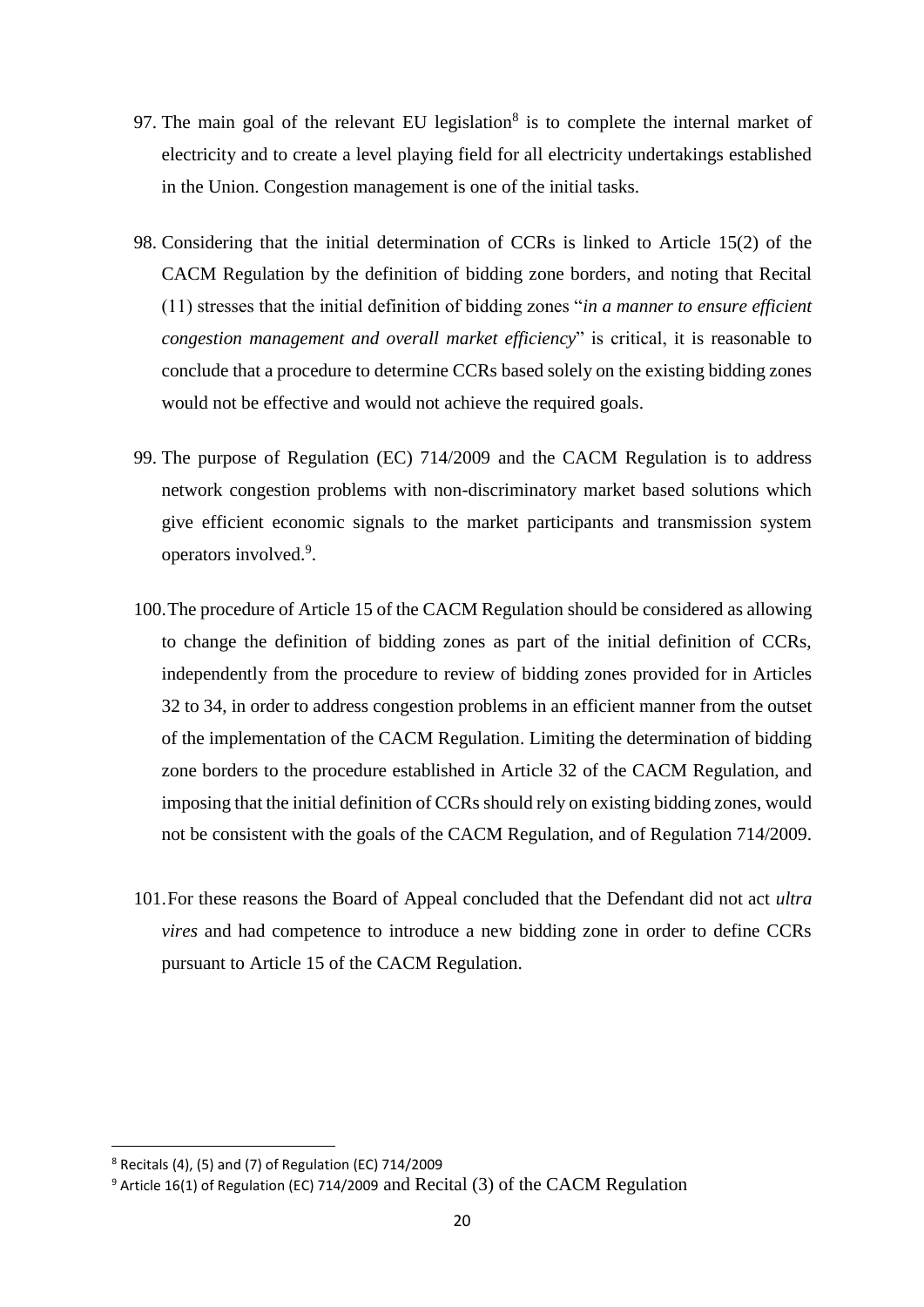97. The main goal of the relevant EU legislation[8] is to complete the internal market of electricity and to create a level playing field for all electricity undertakings established in the Union. Congestion management is one of the initial tasks.

98. Considering that the initial determination of CCRs is linked to Article 15(2) of the CACM Regulation by the definition of bidding zone borders, and noting that Recital (11) stresses that the initial definition of bidding zones "*in a manner to ensure efficient congestion management and overall market efficiency*" is critical, it is reasonable to conclude that a procedure to determine CCRs based solely on the existing bidding zones would not be effective and would not achieve the required goals.

99. The purpose of Regulation (EC) 714/2009 and the CACM Regulation is to address network congestion problems with non-discriminatory market based solutions which give efficient economic signals to the market participants and transmission system operators involved.[9].

100. The procedure of Article 15 of the CACM Regulation should be considered as allowing to change the definition of bidding zones as part of the initial definition of CCRs, independently from the procedure to review of bidding zones provided for in Articles 32 to 34, in order to address congestion problems in an efficient manner from the outset of the implementation of the CACM Regulation. Limiting the determination of bidding zone borders to the procedure established in Article 32 of the CACM Regulation, and imposing that the initial definition of CCRs should rely on existing bidding zones, would not be consistent with the goals of the CACM Regulation, and of Regulation 714/2009.

101. For these reasons the Board of Appeal concluded that the Defendant did not act *ultra vires* and had competence to introduce a new bidding zone in order to define CCRs pursuant to Article 15 of the CACM Regulation.

---

[8] Recitals (4), (5) and (7) of Regulation (EC) 714/2009

[9] Article 16(1) of Regulation (EC) 714/2009 and Recital (3) of the CACM Regulation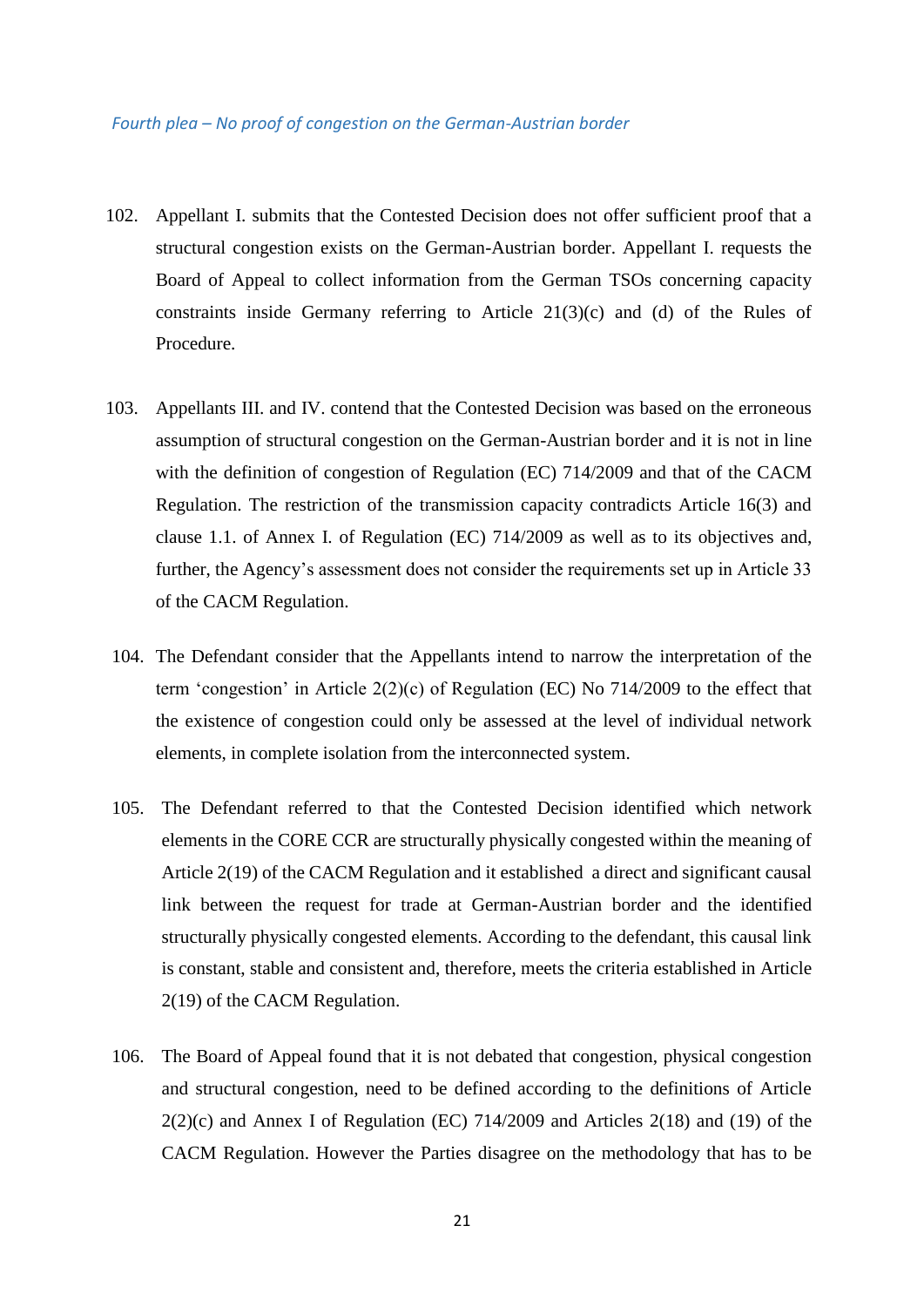*Fourth plea – No proof of congestion on the German-Austrian border*

102. Appellant I. submits that the Contested Decision does not offer sufficient proof that a structural congestion exists on the German-Austrian border. Appellant I. requests the Board of Appeal to collect information from the German TSOs concerning capacity constraints inside Germany referring to Article 21(3)(c) and (d) of the Rules of Procedure.

103. Appellants III. and IV. contend that the Contested Decision was based on the erroneous assumption of structural congestion on the German-Austrian border and it is not in line with the definition of congestion of Regulation (EC) 714/2009 and that of the CACM Regulation. The restriction of the transmission capacity contradicts Article 16(3) and clause 1.1. of Annex I. of Regulation (EC) 714/2009 as well as to its objectives and, further, the Agency's assessment does not consider the requirements set up in Article 33 of the CACM Regulation.

104. The Defendant consider that the Appellants intend to narrow the interpretation of the term 'congestion' in Article 2(2)(c) of Regulation (EC) No 714/2009 to the effect that the existence of congestion could only be assessed at the level of individual network elements, in complete isolation from the interconnected system.

105. The Defendant referred to that the Contested Decision identified which network elements in the CORE CCR are structurally physically congested within the meaning of Article 2(19) of the CACM Regulation and it established a direct and significant causal link between the request for trade at German-Austrian border and the identified structurally physically congested elements. According to the defendant, this causal link is constant, stable and consistent and, therefore, meets the criteria established in Article 2(19) of the CACM Regulation.

106. The Board of Appeal found that it is not debated that congestion, physical congestion and structural congestion, need to be defined according to the definitions of Article 2(2)(c) and Annex I of Regulation (EC) 714/2009 and Articles 2(18) and (19) of the CACM Regulation. However the Parties disagree on the methodology that has to be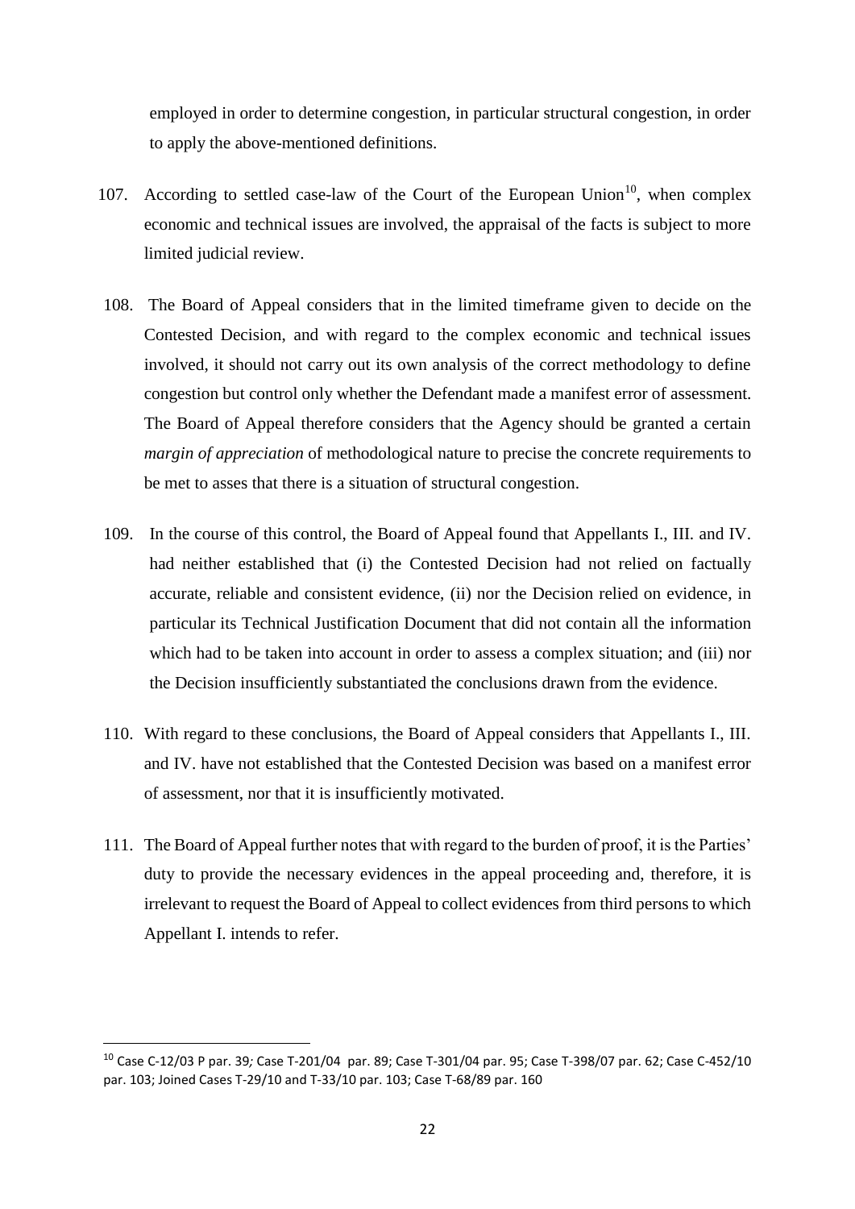employed in order to determine congestion, in particular structural congestion, in order to apply the above-mentioned definitions.

107. According to settled case-law of the Court of the European Union[10], when complex economic and technical issues are involved, the appraisal of the facts is subject to more limited judicial review.

108. The Board of Appeal considers that in the limited timeframe given to decide on the Contested Decision, and with regard to the complex economic and technical issues involved, it should not carry out its own analysis of the correct methodology to define congestion but control only whether the Defendant made a manifest error of assessment. The Board of Appeal therefore considers that the Agency should be granted a certain *margin of appreciation* of methodological nature to precise the concrete requirements to be met to asses that there is a situation of structural congestion.

109. In the course of this control, the Board of Appeal found that Appellants I., III. and IV. had neither established that (i) the Contested Decision had not relied on factually accurate, reliable and consistent evidence, (ii) nor the Decision relied on evidence, in particular its Technical Justification Document that did not contain all the information which had to be taken into account in order to assess a complex situation; and (iii) nor the Decision insufficiently substantiated the conclusions drawn from the evidence.

110. With regard to these conclusions, the Board of Appeal considers that Appellants I., III. and IV. have not established that the Contested Decision was based on a manifest error of assessment, nor that it is insufficiently motivated.

111. The Board of Appeal further notes that with regard to the burden of proof, it is the Parties' duty to provide the necessary evidences in the appeal proceeding and, therefore, it is irrelevant to request the Board of Appeal to collect evidences from third persons to which Appellant I. intends to refer.

---

[10] Case C-12/03 P par. 39; Case T-201/04 par. 89; Case T-301/04 par. 95; Case T-398/07 par. 62; Case C-452/10 par. 103; Joined Cases T-29/10 and T-33/10 par. 103; Case T-68/89 par. 160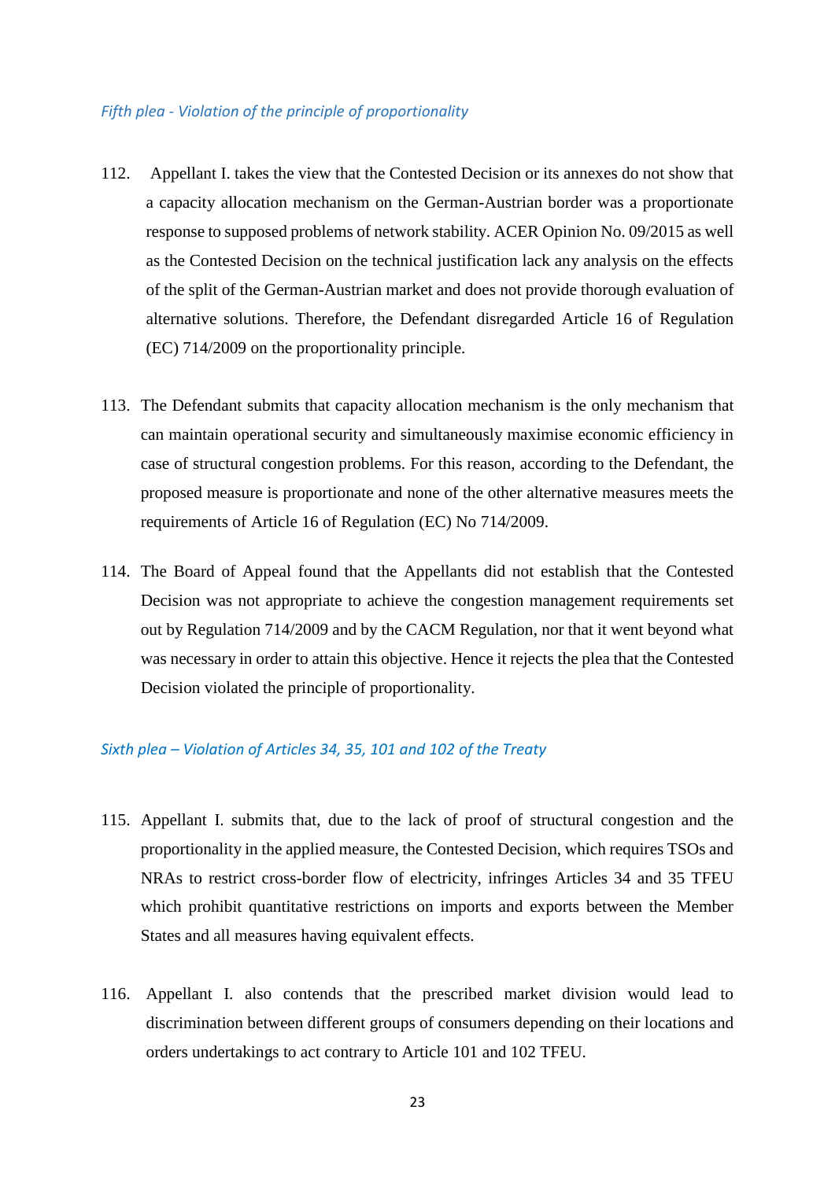*Fifth plea - Violation of the principle of proportionality*

112. Appellant I. takes the view that the Contested Decision or its annexes do not show that a capacity allocation mechanism on the German-Austrian border was a proportionate response to supposed problems of network stability. ACER Opinion No. 09/2015 as well as the Contested Decision on the technical justification lack any analysis on the effects of the split of the German-Austrian market and does not provide thorough evaluation of alternative solutions. Therefore, the Defendant disregarded Article 16 of Regulation (EC) 714/2009 on the proportionality principle.

113. The Defendant submits that capacity allocation mechanism is the only mechanism that can maintain operational security and simultaneously maximise economic efficiency in case of structural congestion problems. For this reason, according to the Defendant, the proposed measure is proportionate and none of the other alternative measures meets the requirements of Article 16 of Regulation (EC) No 714/2009.

114. The Board of Appeal found that the Appellants did not establish that the Contested Decision was not appropriate to achieve the congestion management requirements set out by Regulation 714/2009 and by the CACM Regulation, nor that it went beyond what was necessary in order to attain this objective. Hence it rejects the plea that the Contested Decision violated the principle of proportionality.

*Sixth plea – Violation of Articles 34, 35, 101 and 102 of the Treaty*

115. Appellant I. submits that, due to the lack of proof of structural congestion and the proportionality in the applied measure, the Contested Decision, which requires TSOs and NRAs to restrict cross-border flow of electricity, infringes Articles 34 and 35 TFEU which prohibit quantitative restrictions on imports and exports between the Member States and all measures having equivalent effects.

116. Appellant I. also contends that the prescribed market division would lead to discrimination between different groups of consumers depending on their locations and orders undertakings to act contrary to Article 101 and 102 TFEU.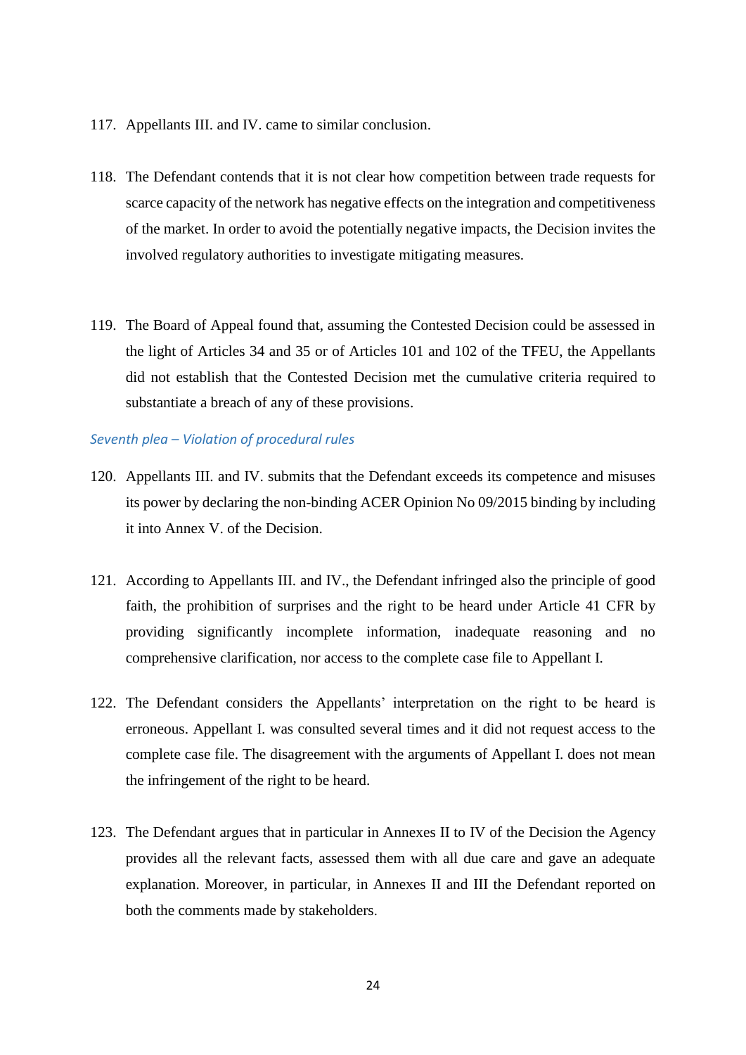117. Appellants III. and IV. came to similar conclusion.

118. The Defendant contends that it is not clear how competition between trade requests for scarce capacity of the network has negative effects on the integration and competitiveness of the market. In order to avoid the potentially negative impacts, the Decision invites the involved regulatory authorities to investigate mitigating measures.

119. The Board of Appeal found that, assuming the Contested Decision could be assessed in the light of Articles 34 and 35 or of Articles 101 and 102 of the TFEU, the Appellants did not establish that the Contested Decision met the cumulative criteria required to substantiate a breach of any of these provisions.

*Seventh plea – Violation of procedural rules*

120. Appellants III. and IV. submits that the Defendant exceeds its competence and misuses its power by declaring the non-binding ACER Opinion No 09/2015 binding by including it into Annex V. of the Decision.

121. According to Appellants III. and IV., the Defendant infringed also the principle of good faith, the prohibition of surprises and the right to be heard under Article 41 CFR by providing significantly incomplete information, inadequate reasoning and no comprehensive clarification, nor access to the complete case file to Appellant I.

122. The Defendant considers the Appellants' interpretation on the right to be heard is erroneous. Appellant I. was consulted several times and it did not request access to the complete case file. The disagreement with the arguments of Appellant I. does not mean the infringement of the right to be heard.

123. The Defendant argues that in particular in Annexes II to IV of the Decision the Agency provides all the relevant facts, assessed them with all due care and gave an adequate explanation. Moreover, in particular, in Annexes II and III the Defendant reported on both the comments made by stakeholders.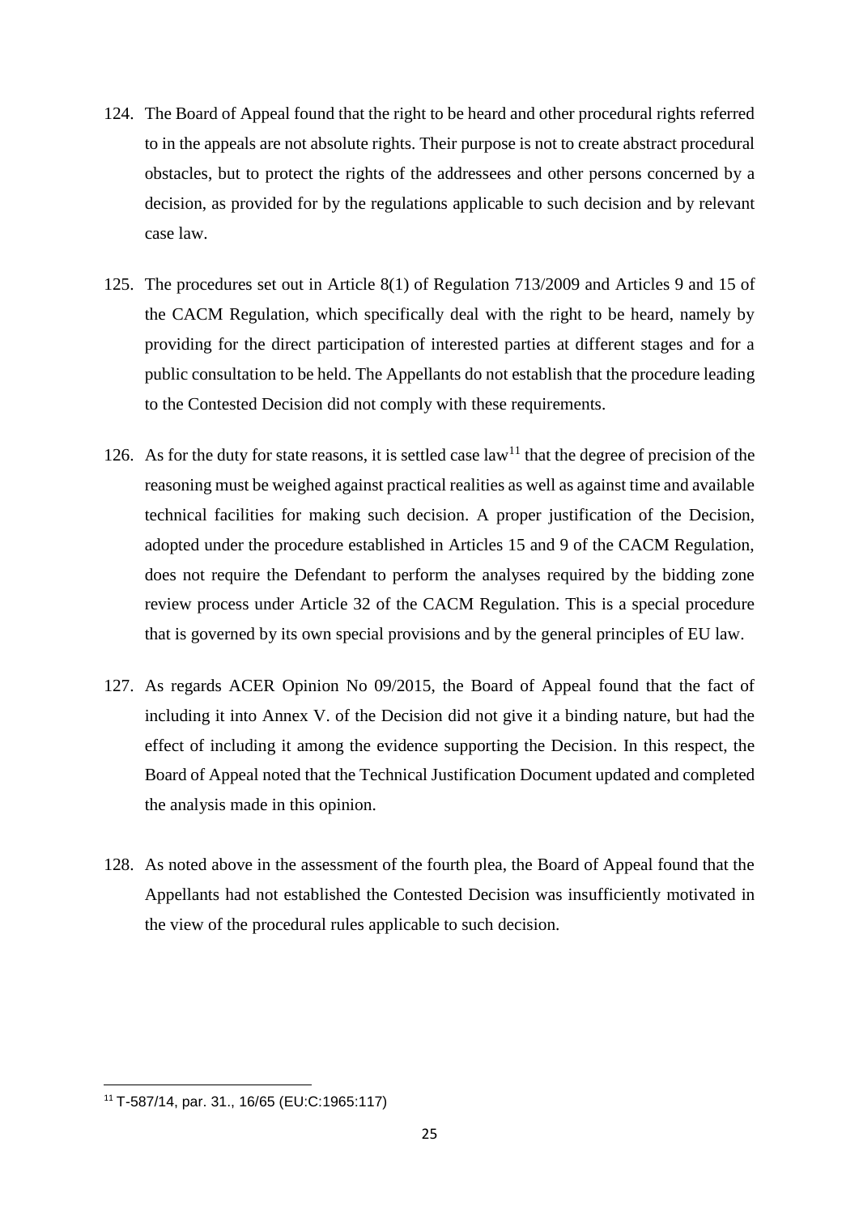124. The Board of Appeal found that the right to be heard and other procedural rights referred to in the appeals are not absolute rights. Their purpose is not to create abstract procedural obstacles, but to protect the rights of the addressees and other persons concerned by a decision, as provided for by the regulations applicable to such decision and by relevant case law.

125. The procedures set out in Article 8(1) of Regulation 713/2009 and Articles 9 and 15 of the CACM Regulation, which specifically deal with the right to be heard, namely by providing for the direct participation of interested parties at different stages and for a public consultation to be held. The Appellants do not establish that the procedure leading to the Contested Decision did not comply with these requirements.

126. As for the duty for state reasons, it is settled case law[11] that the degree of precision of the reasoning must be weighed against practical realities as well as against time and available technical facilities for making such decision. A proper justification of the Decision, adopted under the procedure established in Articles 15 and 9 of the CACM Regulation, does not require the Defendant to perform the analyses required by the bidding zone review process under Article 32 of the CACM Regulation. This is a special procedure that is governed by its own special provisions and by the general principles of EU law.

127. As regards ACER Opinion No 09/2015, the Board of Appeal found that the fact of including it into Annex V. of the Decision did not give it a binding nature, but had the effect of including it among the evidence supporting the Decision. In this respect, the Board of Appeal noted that the Technical Justification Document updated and completed the analysis made in this opinion.

128. As noted above in the assessment of the fourth plea, the Board of Appeal found that the Appellants had not established the Contested Decision was insufficiently motivated in the view of the procedural rules applicable to such decision.

[11] T-587/14, par. 31., 16/65 (EU:C:1965:117)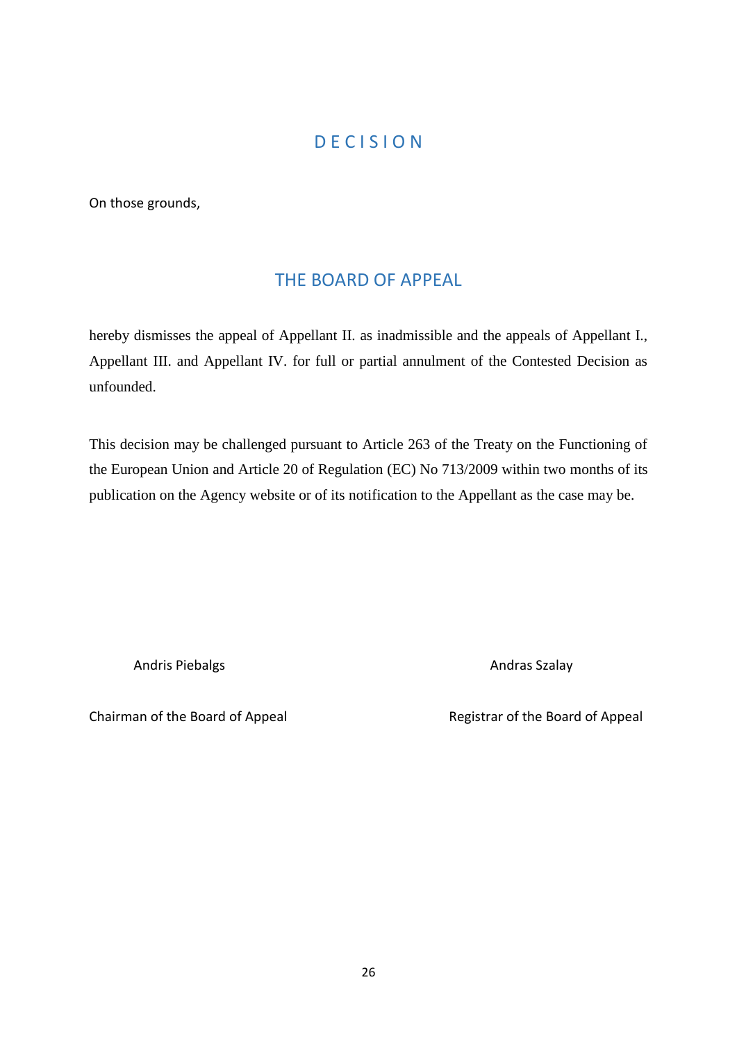# DECISION

On those grounds,

## THE BOARD OF APPEAL

hereby dismisses the appeal of Appellant II. as inadmissible and the appeals of Appellant I., Appellant III. and Appellant IV. for full or partial annulment of the Contested Decision as unfounded.

This decision may be challenged pursuant to Article 263 of the Treaty on the Functioning of the European Union and Article 20 of Regulation (EC) No 713/2009 within two months of its publication on the Agency website or of its notification to the Appellant as the case may be.

Andris Piebalgs

Chairman of the Board of Appeal

Andras Szalay

Registrar of the Board of Appeal